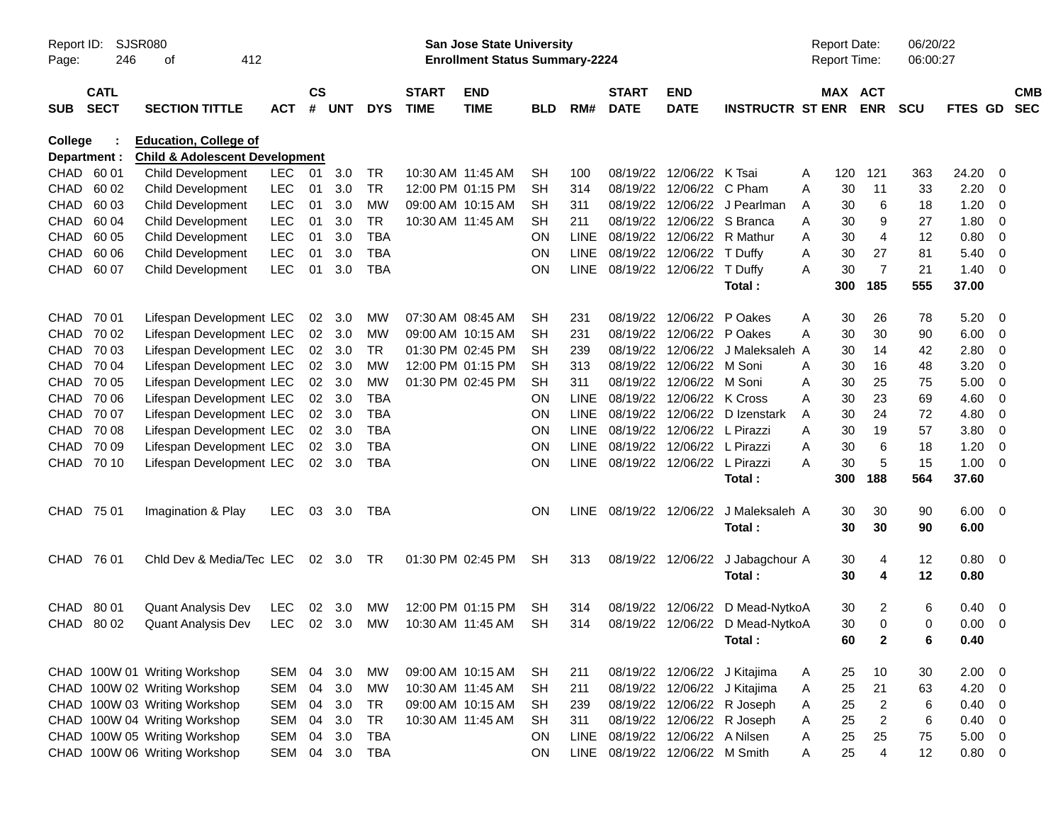Report ID: SJSR080
Page: 246 of 412

**San Jose State University**
**Enrollment Status Summary-2224**

Report Date: 06/20/22
Report Time: 06:00:27

**College : Education, College of**
**Department : Child & Adolescent Development**

| SUB | CATL SECT | SECTION TITTLE | ACT | CS # | UNT | DYS | START TIME | END TIME | BLD | RM# | START DATE | END DATE | INSTRUCTR | ST | MAX ENR | ACT ENR | SCU | FTES | GD | CMB SEC |
|---|---|---|---|---|---|---|---|---|---|---|---|---|---|---|---|---|---|---|---|---|
| CHAD | 60 01 | Child Development | LEC | 01 | 3.0 | TR | 10:30 AM | 11:45 AM | SH | 100 | 08/19/22 | 12/06/22 | K Tsai | A | 120 | 121 | 363 | 24.20 | 0 | |
| CHAD | 60 02 | Child Development | LEC | 01 | 3.0 | TR | 12:00 PM | 01:15 PM | SH | 314 | 08/19/22 | 12/06/22 | C Pham | A | 30 | 11 | 33 | 2.20 | 0 | |
| CHAD | 60 03 | Child Development | LEC | 01 | 3.0 | MW | 09:00 AM | 10:15 AM | SH | 311 | 08/19/22 | 12/06/22 | J Pearlman | A | 30 | 6 | 18 | 1.20 | 0 | |
| CHAD | 60 04 | Child Development | LEC | 01 | 3.0 | TR | 10:30 AM | 11:45 AM | SH | 211 | 08/19/22 | 12/06/22 | S Branca | A | 30 | 9 | 27 | 1.80 | 0 | |
| CHAD | 60 05 | Child Development | LEC | 01 | 3.0 | TBA | | | ON | LINE | 08/19/22 | 12/06/22 | R Mathur | A | 30 | 4 | 12 | 0.80 | 0 | |
| CHAD | 60 06 | Child Development | LEC | 01 | 3.0 | TBA | | | ON | LINE | 08/19/22 | 12/06/22 | T Duffy | A | 30 | 27 | 81 | 5.40 | 0 | |
| CHAD | 60 07 | Child Development | LEC | 01 | 3.0 | TBA | | | ON | LINE | 08/19/22 | 12/06/22 | T Duffy | A | 30 | 7 | 21 | 1.40 | 0 | |
| | | | | | | | | | | | | | **Total :** | | **300** | **185** | **555** | **37.00** | | |
| CHAD | 70 01 | Lifespan Development | LEC | 02 | 3.0 | MW | 07:30 AM | 08:45 AM | SH | 231 | 08/19/22 | 12/06/22 | P Oakes | A | 30 | 26 | 78 | 5.20 | 0 | |
| CHAD | 70 02 | Lifespan Development | LEC | 02 | 3.0 | MW | 09:00 AM | 10:15 AM | SH | 231 | 08/19/22 | 12/06/22 | P Oakes | A | 30 | 30 | 90 | 6.00 | 0 | |
| CHAD | 70 03 | Lifespan Development | LEC | 02 | 3.0 | TR | 01:30 PM | 02:45 PM | SH | 239 | 08/19/22 | 12/06/22 | J Maleksaleh | A | 30 | 14 | 42 | 2.80 | 0 | |
| CHAD | 70 04 | Lifespan Development | LEC | 02 | 3.0 | MW | 12:00 PM | 01:15 PM | SH | 313 | 08/19/22 | 12/06/22 | M Soni | A | 30 | 16 | 48 | 3.20 | 0 | |
| CHAD | 70 05 | Lifespan Development | LEC | 02 | 3.0 | MW | 01:30 PM | 02:45 PM | SH | 311 | 08/19/22 | 12/06/22 | M Soni | A | 30 | 25 | 75 | 5.00 | 0 | |
| CHAD | 70 06 | Lifespan Development | LEC | 02 | 3.0 | TBA | | | ON | LINE | 08/19/22 | 12/06/22 | K Cross | A | 30 | 23 | 69 | 4.60 | 0 | |
| CHAD | 70 07 | Lifespan Development | LEC | 02 | 3.0 | TBA | | | ON | LINE | 08/19/22 | 12/06/22 | D Izenstark | A | 30 | 24 | 72 | 4.80 | 0 | |
| CHAD | 70 08 | Lifespan Development | LEC | 02 | 3.0 | TBA | | | ON | LINE | 08/19/22 | 12/06/22 | L Pirazzi | A | 30 | 19 | 57 | 3.80 | 0 | |
| CHAD | 70 09 | Lifespan Development | LEC | 02 | 3.0 | TBA | | | ON | LINE | 08/19/22 | 12/06/22 | L Pirazzi | A | 30 | 6 | 18 | 1.20 | 0 | |
| CHAD | 70 10 | Lifespan Development | LEC | 02 | 3.0 | TBA | | | ON | LINE | 08/19/22 | 12/06/22 | L Pirazzi | A | 30 | 5 | 15 | 1.00 | 0 | |
| | | | | | | | | | | | | | **Total :** | | **300** | **188** | **564** | **37.60** | | |
| CHAD | 75 01 | Imagination & Play | LEC | 03 | 3.0 | TBA | | | ON | LINE | 08/19/22 | 12/06/22 | J Maleksaleh | A | 30 | 30 | 90 | 6.00 | 0 | |
| | | | | | | | | | | | | | **Total :** | | **30** | **30** | **90** | **6.00** | | |
| CHAD | 76 01 | Chld Dev & Media/Tec | LEC | 02 | 3.0 | TR | 01:30 PM | 02:45 PM | SH | 313 | 08/19/22 | 12/06/22 | J Jabagchour | A | 30 | 4 | 12 | 0.80 | 0 | |
| | | | | | | | | | | | | | **Total :** | | **30** | **4** | **12** | **0.80** | | |
| CHAD | 80 01 | Quant Analysis Dev | LEC | 02 | 3.0 | MW | 12:00 PM | 01:15 PM | SH | 314 | 08/19/22 | 12/06/22 | D Mead-Nytko | A | 30 | 2 | 6 | 0.40 | 0 | |
| CHAD | 80 02 | Quant Analysis Dev | LEC | 02 | 3.0 | MW | 10:30 AM | 11:45 AM | SH | 314 | 08/19/22 | 12/06/22 | D Mead-Nytko | A | 30 | 0 | 0 | 0.00 | 0 | |
| | | | | | | | | | | | | | **Total :** | | **60** | **2** | **6** | **0.40** | | |
| CHAD | 100W 01 | Writing Workshop | SEM | 04 | 3.0 | MW | 09:00 AM | 10:15 AM | SH | 211 | 08/19/22 | 12/06/22 | J Kitajima | A | 25 | 10 | 30 | 2.00 | 0 | |
| CHAD | 100W 02 | Writing Workshop | SEM | 04 | 3.0 | MW | 10:30 AM | 11:45 AM | SH | 211 | 08/19/22 | 12/06/22 | J Kitajima | A | 25 | 21 | 63 | 4.20 | 0 | |
| CHAD | 100W 03 | Writing Workshop | SEM | 04 | 3.0 | TR | 09:00 AM | 10:15 AM | SH | 239 | 08/19/22 | 12/06/22 | R Joseph | A | 25 | 2 | 6 | 0.40 | 0 | |
| CHAD | 100W 04 | Writing Workshop | SEM | 04 | 3.0 | TR | 10:30 AM | 11:45 AM | SH | 311 | 08/19/22 | 12/06/22 | R Joseph | A | 25 | 2 | 6 | 0.40 | 0 | |
| CHAD | 100W 05 | Writing Workshop | SEM | 04 | 3.0 | TBA | | | ON | LINE | 08/19/22 | 12/06/22 | A Nilsen | A | 25 | 25 | 75 | 5.00 | 0 | |
| CHAD | 100W 06 | Writing Workshop | SEM | 04 | 3.0 | TBA | | | ON | LINE | 08/19/22 | 12/06/22 | M Smith | A | 25 | 4 | 12 | 0.80 | 0 | |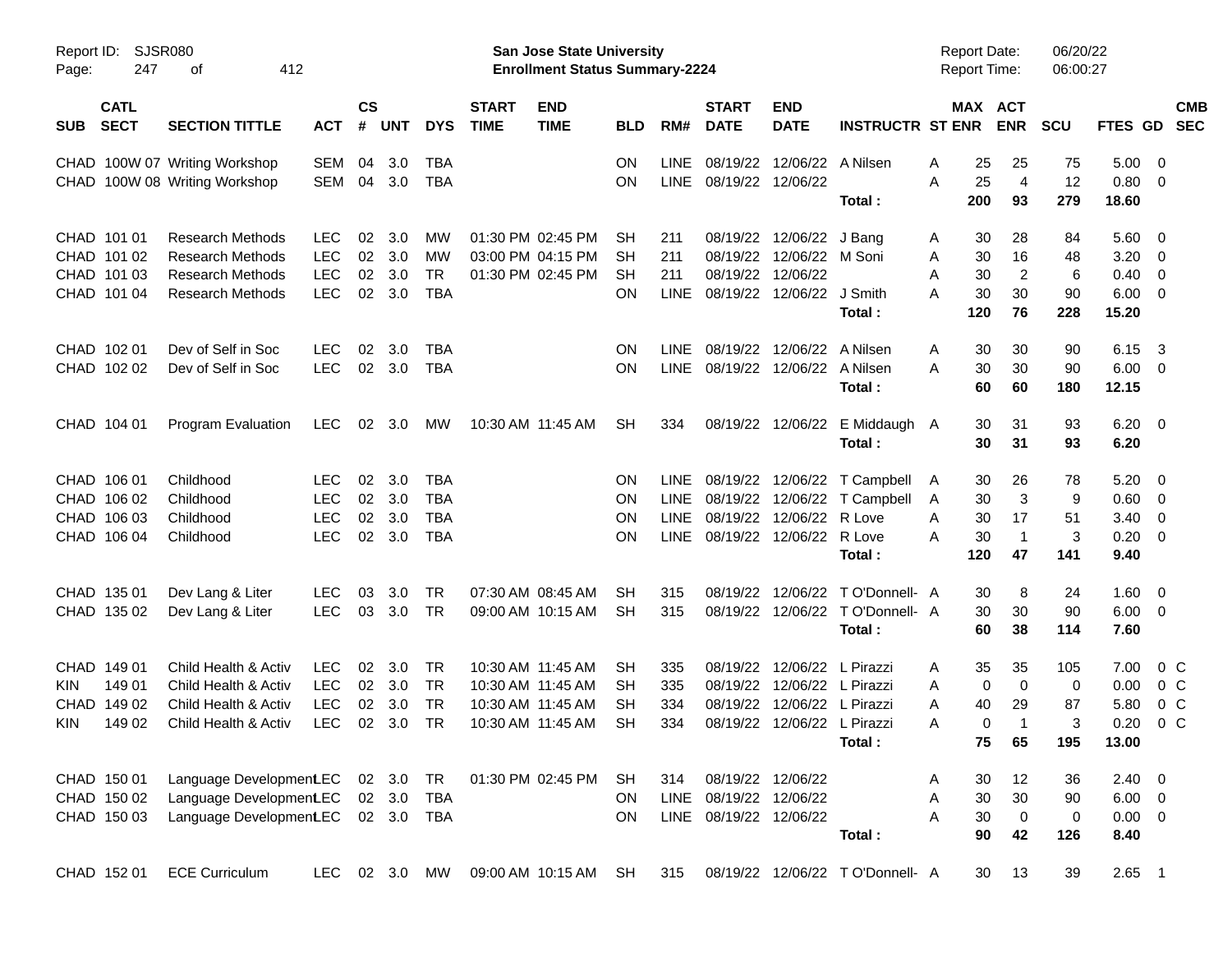Report ID: SJSR080 | San Jose State University | Report Date: 06/20/22
Page: 247 of 412 | Enrollment Status Summary-2224 | Report Time: 06:00:27

| SUB | CATL SECT | SECTION TITTLE | ACT | CS # | UNT | DYS | START TIME | END TIME | BLD | RM# | START DATE | END DATE | INSTRUCTR | ST | MAX ENR | ACT ENR | SCU | FTES | GD | CMB SEC |
|---|---|---|---|---|---|---|---|---|---|---|---|---|---|---|---|---|---|---|---|---|
| CHAD | 100W 07 | Writing Workshop | SEM | 04 | 3.0 | TBA | | | ON | LINE | 08/19/22 | 12/06/22 | A Nilsen | A | 25 | 25 | 75 | 5.00 | 0 | |
| CHAD | 100W 08 | Writing Workshop | SEM | 04 | 3.0 | TBA | | | ON | LINE | 08/19/22 | 12/06/22 | | A | 25 | 4 | 12 | 0.80 | 0 | |
| | | | | | | | | | | | | | **Total :** | | **200** | **93** | **279** | **18.60** | | |
| CHAD | 101 01 | Research Methods | LEC | 02 | 3.0 | MW | 01:30 PM | 02:45 PM | SH | 211 | 08/19/22 | 12/06/22 | J Bang | A | 30 | 28 | 84 | 5.60 | 0 | |
| CHAD | 101 02 | Research Methods | LEC | 02 | 3.0 | MW | 03:00 PM | 04:15 PM | SH | 211 | 08/19/22 | 12/06/22 | M Soni | A | 30 | 16 | 48 | 3.20 | 0 | |
| CHAD | 101 03 | Research Methods | LEC | 02 | 3.0 | TR | 01:30 PM | 02:45 PM | SH | 211 | 08/19/22 | 12/06/22 | | A | 30 | 2 | 6 | 0.40 | 0 | |
| CHAD | 101 04 | Research Methods | LEC | 02 | 3.0 | TBA | | | ON | LINE | 08/19/22 | 12/06/22 | J Smith | A | 30 | 30 | 90 | 6.00 | 0 | |
| | | | | | | | | | | | | | **Total :** | | **120** | **76** | **228** | **15.20** | | |
| CHAD | 102 01 | Dev of Self in Soc | LEC | 02 | 3.0 | TBA | | | ON | LINE | 08/19/22 | 12/06/22 | A Nilsen | A | 30 | 30 | 90 | 6.15 | 3 | |
| CHAD | 102 02 | Dev of Self in Soc | LEC | 02 | 3.0 | TBA | | | ON | LINE | 08/19/22 | 12/06/22 | A Nilsen | A | 30 | 30 | 90 | 6.00 | 0 | |
| | | | | | | | | | | | | | **Total :** | | **60** | **60** | **180** | **12.15** | | |
| CHAD | 104 01 | Program Evaluation | LEC | 02 | 3.0 | MW | 10:30 AM | 11:45 AM | SH | 334 | 08/19/22 | 12/06/22 | E Middaugh | A | 30 | 31 | 93 | 6.20 | 0 | |
| | | | | | | | | | | | | | **Total :** | | **30** | **31** | **93** | **6.20** | | |
| CHAD | 106 01 | Childhood | LEC | 02 | 3.0 | TBA | | | ON | LINE | 08/19/22 | 12/06/22 | T Campbell | A | 30 | 26 | 78 | 5.20 | 0 | |
| CHAD | 106 02 | Childhood | LEC | 02 | 3.0 | TBA | | | ON | LINE | 08/19/22 | 12/06/22 | T Campbell | A | 30 | 3 | 9 | 0.60 | 0 | |
| CHAD | 106 03 | Childhood | LEC | 02 | 3.0 | TBA | | | ON | LINE | 08/19/22 | 12/06/22 | R Love | A | 30 | 17 | 51 | 3.40 | 0 | |
| CHAD | 106 04 | Childhood | LEC | 02 | 3.0 | TBA | | | ON | LINE | 08/19/22 | 12/06/22 | R Love | A | 30 | 1 | 3 | 0.20 | 0 | |
| | | | | | | | | | | | | | **Total :** | | **120** | **47** | **141** | **9.40** | | |
| CHAD | 135 01 | Dev Lang & Liter | LEC | 03 | 3.0 | TR | 07:30 AM | 08:45 AM | SH | 315 | 08/19/22 | 12/06/22 | T O'Donnell- | A | 30 | 8 | 24 | 1.60 | 0 | |
| CHAD | 135 02 | Dev Lang & Liter | LEC | 03 | 3.0 | TR | 09:00 AM | 10:15 AM | SH | 315 | 08/19/22 | 12/06/22 | T O'Donnell- | A | 30 | 30 | 90 | 6.00 | 0 | |
| | | | | | | | | | | | | | **Total :** | | **60** | **38** | **114** | **7.60** | | |
| CHAD | 149 01 | Child Health & Activ | LEC | 02 | 3.0 | TR | 10:30 AM | 11:45 AM | SH | 335 | 08/19/22 | 12/06/22 | L Pirazzi | A | 35 | 35 | 105 | 7.00 | 0 | C |
| KIN | 149 01 | Child Health & Activ | LEC | 02 | 3.0 | TR | 10:30 AM | 11:45 AM | SH | 335 | 08/19/22 | 12/06/22 | L Pirazzi | A | 0 | 0 | 0 | 0.00 | 0 | C |
| CHAD | 149 02 | Child Health & Activ | LEC | 02 | 3.0 | TR | 10:30 AM | 11:45 AM | SH | 334 | 08/19/22 | 12/06/22 | L Pirazzi | A | 40 | 29 | 87 | 5.80 | 0 | C |
| KIN | 149 02 | Child Health & Activ | LEC | 02 | 3.0 | TR | 10:30 AM | 11:45 AM | SH | 334 | 08/19/22 | 12/06/22 | L Pirazzi | A | 0 | 1 | 3 | 0.20 | 0 | C |
| | | | | | | | | | | | | | **Total :** | | **75** | **65** | **195** | **13.00** | | |
| CHAD | 150 01 | Language Development | LEC | 02 | 3.0 | TR | 01:30 PM | 02:45 PM | SH | 314 | 08/19/22 | 12/06/22 | | A | 30 | 12 | 36 | 2.40 | 0 | |
| CHAD | 150 02 | Language Development | LEC | 02 | 3.0 | TBA | | | ON | LINE | 08/19/22 | 12/06/22 | | A | 30 | 30 | 90 | 6.00 | 0 | |
| CHAD | 150 03 | Language Development | LEC | 02 | 3.0 | TBA | | | ON | LINE | 08/19/22 | 12/06/22 | | A | 30 | 0 | 0 | 0.00 | 0 | |
| | | | | | | | | | | | | | **Total :** | | **90** | **42** | **126** | **8.40** | | |
| CHAD | 152 01 | ECE Curriculum | LEC | 02 | 3.0 | MW | 09:00 AM | 10:15 AM | SH | 315 | 08/19/22 | 12/06/22 | T O'Donnell- | A | 30 | 13 | 39 | 2.65 | 1 | |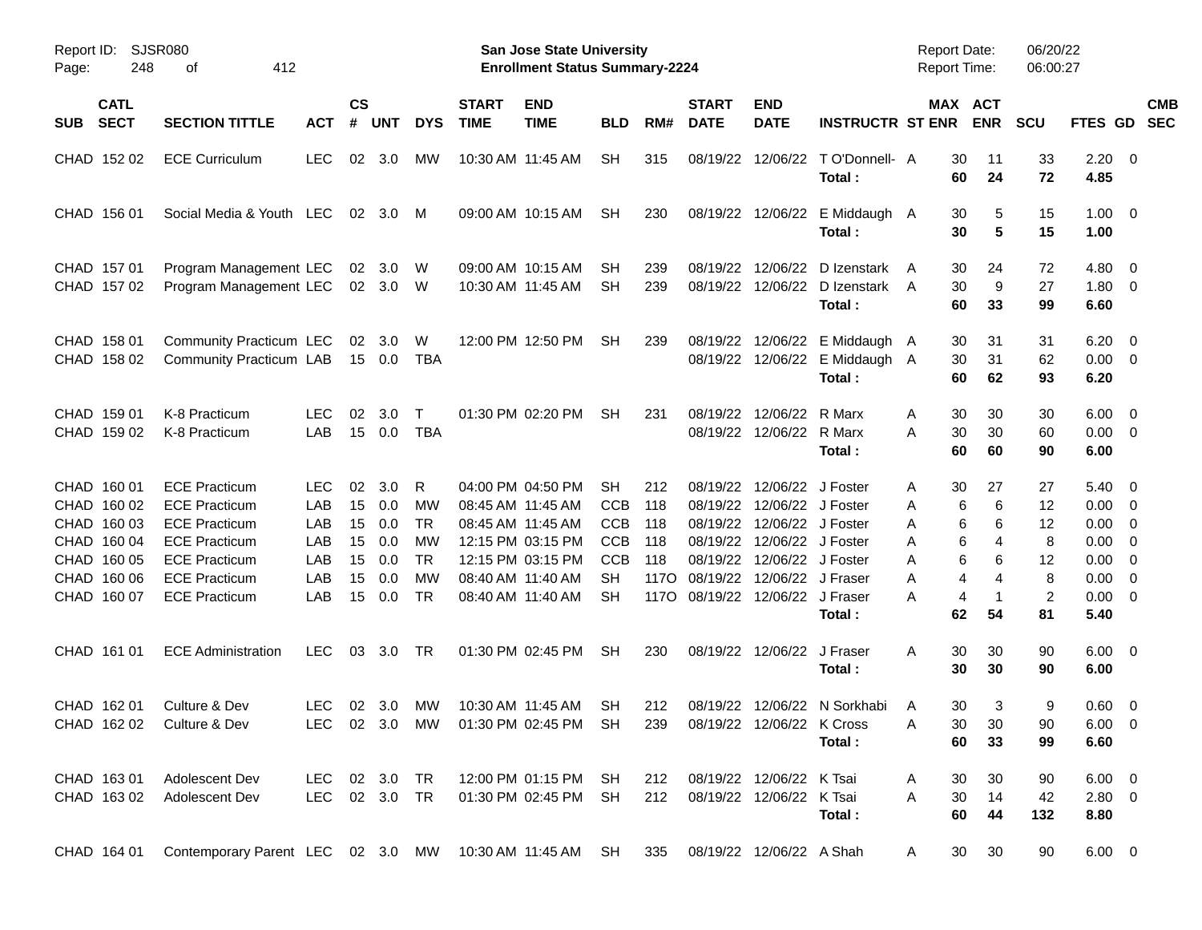| SUB | CATL SECT | SECTION TITTLE | ACT | CS # | UNT | DYS | START TIME | END TIME | BLD | RM# | START DATE | END DATE | INSTRUCTR | ST | MAX ENR | ACT ENR | SCU | FTES | GD | CMB SEC |
|---|---|---|---|---|---|---|---|---|---|---|---|---|---|---|---|---|---|---|---|---|
| CHAD | 152 02 | ECE Curriculum | LEC | 02 | 3.0 | MW | 10:30 AM | 11:45 AM | SH | 315 | 08/19/22 | 12/06/22 | T O'Donnell- | A | 30 | 11 | 33 | 2.20 | 0 | |
| | | | | | | | | | | | | | **Total :** | | **60** | **24** | **72** | **4.85** | | |
| CHAD | 156 01 | Social Media & Youth | LEC | 02 | 3.0 | M | 09:00 AM | 10:15 AM | SH | 230 | 08/19/22 | 12/06/22 | E Middaugh | A | 30 | 5 | 15 | 1.00 | 0 | |
| | | | | | | | | | | | | | **Total :** | | **30** | **5** | **15** | **1.00** | | |
| CHAD | 157 01 | Program Management | LEC | 02 | 3.0 | W | 09:00 AM | 10:15 AM | SH | 239 | 08/19/22 | 12/06/22 | D Izenstark | A | 30 | 24 | 72 | 4.80 | 0 | |
| CHAD | 157 02 | Program Management | LEC | 02 | 3.0 | W | 10:30 AM | 11:45 AM | SH | 239 | 08/19/22 | 12/06/22 | D Izenstark | A | 30 | 9 | 27 | 1.80 | 0 | |
| | | | | | | | | | | | | | **Total :** | | **60** | **33** | **99** | **6.60** | | |
| CHAD | 158 01 | Community Practicum | LEC | 02 | 3.0 | W | 12:00 PM | 12:50 PM | SH | 239 | 08/19/22 | 12/06/22 | E Middaugh | A | 30 | 31 | 31 | 6.20 | 0 | |
| CHAD | 158 02 | Community Practicum | LAB | 15 | 0.0 | TBA | | | | | 08/19/22 | 12/06/22 | E Middaugh | A | 30 | 31 | 62 | 0.00 | 0 | |
| | | | | | | | | | | | | | **Total :** | | **60** | **62** | **93** | **6.20** | | |
| CHAD | 159 01 | K-8 Practicum | LEC | 02 | 3.0 | T | 01:30 PM | 02:20 PM | SH | 231 | 08/19/22 | 12/06/22 | R Marx | A | 30 | 30 | 30 | 6.00 | 0 | |
| CHAD | 159 02 | K-8 Practicum | LAB | 15 | 0.0 | TBA | | | | | 08/19/22 | 12/06/22 | R Marx | A | 30 | 30 | 60 | 0.00 | 0 | |
| | | | | | | | | | | | | | **Total :** | | **60** | **60** | **90** | **6.00** | | |
| CHAD | 160 01 | ECE Practicum | LEC | 02 | 3.0 | R | 04:00 PM | 04:50 PM | SH | 212 | 08/19/22 | 12/06/22 | J Foster | A | 30 | 27 | 27 | 5.40 | 0 | |
| CHAD | 160 02 | ECE Practicum | LAB | 15 | 0.0 | MW | 08:45 AM | 11:45 AM | CCB | 118 | 08/19/22 | 12/06/22 | J Foster | A | 6 | 6 | 12 | 0.00 | 0 | |
| CHAD | 160 03 | ECE Practicum | LAB | 15 | 0.0 | TR | 08:45 AM | 11:45 AM | CCB | 118 | 08/19/22 | 12/06/22 | J Foster | A | 6 | 6 | 12 | 0.00 | 0 | |
| CHAD | 160 04 | ECE Practicum | LAB | 15 | 0.0 | MW | 12:15 PM | 03:15 PM | CCB | 118 | 08/19/22 | 12/06/22 | J Foster | A | 6 | 4 | 8 | 0.00 | 0 | |
| CHAD | 160 05 | ECE Practicum | LAB | 15 | 0.0 | TR | 12:15 PM | 03:15 PM | CCB | 118 | 08/19/22 | 12/06/22 | J Foster | A | 6 | 6 | 12 | 0.00 | 0 | |
| CHAD | 160 06 | ECE Practicum | LAB | 15 | 0.0 | MW | 08:40 AM | 11:40 AM | SH | 117O | 08/19/22 | 12/06/22 | J Fraser | A | 4 | 4 | 8 | 0.00 | 0 | |
| CHAD | 160 07 | ECE Practicum | LAB | 15 | 0.0 | TR | 08:40 AM | 11:40 AM | SH | 117O | 08/19/22 | 12/06/22 | J Fraser | A | 4 | 1 | 2 | 0.00 | 0 | |
| | | | | | | | | | | | | | **Total :** | | **62** | **54** | **81** | **5.40** | | |
| CHAD | 161 01 | ECE Administration | LEC | 03 | 3.0 | TR | 01:30 PM | 02:45 PM | SH | 230 | 08/19/22 | 12/06/22 | J Fraser | A | 30 | 30 | 90 | 6.00 | 0 | |
| | | | | | | | | | | | | | **Total :** | | **30** | **30** | **90** | **6.00** | | |
| CHAD | 162 01 | Culture & Dev | LEC | 02 | 3.0 | MW | 10:30 AM | 11:45 AM | SH | 212 | 08/19/22 | 12/06/22 | N Sorkhabi | A | 30 | 3 | 9 | 0.60 | 0 | |
| CHAD | 162 02 | Culture & Dev | LEC | 02 | 3.0 | MW | 01:30 PM | 02:45 PM | SH | 239 | 08/19/22 | 12/06/22 | K Cross | A | 30 | 30 | 90 | 6.00 | 0 | |
| | | | | | | | | | | | | | **Total :** | | **60** | **33** | **99** | **6.60** | | |
| CHAD | 163 01 | Adolescent Dev | LEC | 02 | 3.0 | TR | 12:00 PM | 01:15 PM | SH | 212 | 08/19/22 | 12/06/22 | K Tsai | A | 30 | 30 | 90 | 6.00 | 0 | |
| CHAD | 163 02 | Adolescent Dev | LEC | 02 | 3.0 | TR | 01:30 PM | 02:45 PM | SH | 212 | 08/19/22 | 12/06/22 | K Tsai | A | 30 | 14 | 42 | 2.80 | 0 | |
| | | | | | | | | | | | | | **Total :** | | **60** | **44** | **132** | **8.80** | | |
| CHAD | 164 01 | Contemporary Parent | LEC | 02 | 3.0 | MW | 10:30 AM | 11:45 AM | SH | 335 | 08/19/22 | 12/06/22 | A Shah | A | 30 | 30 | 90 | 6.00 | 0 | |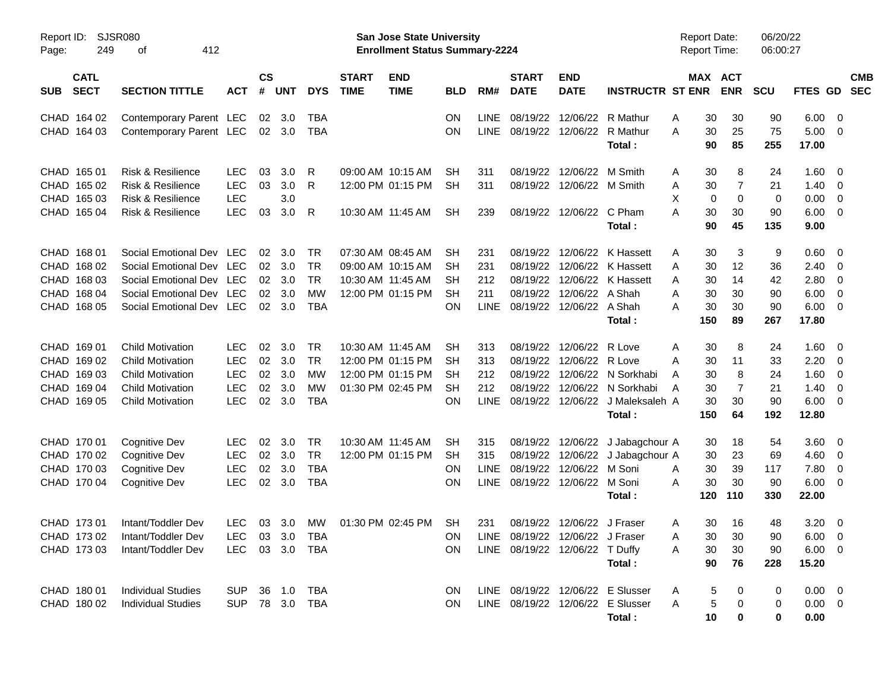| SUB | CATL SECT | SECTION TITTLE | ACT | CS # | UNT | DYS | START TIME | END TIME | BLD | RM# | START DATE | END DATE | INSTRUCTR | ST | MAX ENR | ACT ENR | SCU | FTES | GD | CMB SEC |
|---|---|---|---|---|---|---|---|---|---|---|---|---|---|---|---|---|---|---|---|---|
| CHAD | 164 02 | Contemporary Parent | LEC | 02 | 3.0 | TBA | | | ON | LINE | 08/19/22 | 12/06/22 | R Mathur | A | 30 | 30 | 90 | 6.00 | 0 | |
| CHAD | 164 03 | Contemporary Parent | LEC | 02 | 3.0 | TBA | | | ON | LINE | 08/19/22 | 12/06/22 | R Mathur | A | 30 | 25 | 75 | 5.00 | 0 | |
| | | | | | | | | | | | | | **Total :** | | **90** | **85** | **255** | **17.00** | | |
| CHAD | 165 01 | Risk & Resilience | LEC | 03 | 3.0 | R | 09:00 AM | 10:15 AM | SH | 311 | 08/19/22 | 12/06/22 | M Smith | A | 30 | 8 | 24 | 1.60 | 0 | |
| CHAD | 165 02 | Risk & Resilience | LEC | 03 | 3.0 | R | 12:00 PM | 01:15 PM | SH | 311 | 08/19/22 | 12/06/22 | M Smith | A | 30 | 7 | 21 | 1.40 | 0 | |
| CHAD | 165 03 | Risk & Resilience | LEC | | 3.0 | | | | | | | | | X | 0 | 0 | 0 | 0.00 | 0 | |
| CHAD | 165 04 | Risk & Resilience | LEC | 03 | 3.0 | R | 10:30 AM | 11:45 AM | SH | 239 | 08/19/22 | 12/06/22 | C Pham | A | 30 | 30 | 90 | 6.00 | 0 | |
| | | | | | | | | | | | | | **Total :** | | **90** | **45** | **135** | **9.00** | | |
| CHAD | 168 01 | Social Emotional Dev | LEC | 02 | 3.0 | TR | 07:30 AM | 08:45 AM | SH | 231 | 08/19/22 | 12/06/22 | K Hassett | A | 30 | 3 | 9 | 0.60 | 0 | |
| CHAD | 168 02 | Social Emotional Dev | LEC | 02 | 3.0 | TR | 09:00 AM | 10:15 AM | SH | 231 | 08/19/22 | 12/06/22 | K Hassett | A | 30 | 12 | 36 | 2.40 | 0 | |
| CHAD | 168 03 | Social Emotional Dev | LEC | 02 | 3.0 | TR | 10:30 AM | 11:45 AM | SH | 212 | 08/19/22 | 12/06/22 | K Hassett | A | 30 | 14 | 42 | 2.80 | 0 | |
| CHAD | 168 04 | Social Emotional Dev | LEC | 02 | 3.0 | MW | 12:00 PM | 01:15 PM | SH | 211 | 08/19/22 | 12/06/22 | A Shah | A | 30 | 30 | 90 | 6.00 | 0 | |
| CHAD | 168 05 | Social Emotional Dev | LEC | 02 | 3.0 | TBA | | | ON | LINE | 08/19/22 | 12/06/22 | A Shah | A | 30 | 30 | 90 | 6.00 | 0 | |
| | | | | | | | | | | | | | **Total :** | | **150** | **89** | **267** | **17.80** | | |
| CHAD | 169 01 | Child Motivation | LEC | 02 | 3.0 | TR | 10:30 AM | 11:45 AM | SH | 313 | 08/19/22 | 12/06/22 | R Love | A | 30 | 8 | 24 | 1.60 | 0 | |
| CHAD | 169 02 | Child Motivation | LEC | 02 | 3.0 | TR | 12:00 PM | 01:15 PM | SH | 313 | 08/19/22 | 12/06/22 | R Love | A | 30 | 11 | 33 | 2.20 | 0 | |
| CHAD | 169 03 | Child Motivation | LEC | 02 | 3.0 | MW | 12:00 PM | 01:15 PM | SH | 212 | 08/19/22 | 12/06/22 | N Sorkhabi | A | 30 | 8 | 24 | 1.60 | 0 | |
| CHAD | 169 04 | Child Motivation | LEC | 02 | 3.0 | MW | 01:30 PM | 02:45 PM | SH | 212 | 08/19/22 | 12/06/22 | N Sorkhabi | A | 30 | 7 | 21 | 1.40 | 0 | |
| CHAD | 169 05 | Child Motivation | LEC | 02 | 3.0 | TBA | | | ON | LINE | 08/19/22 | 12/06/22 | J Maleksaleh | A | 30 | 30 | 90 | 6.00 | 0 | |
| | | | | | | | | | | | | | **Total :** | | **150** | **64** | **192** | **12.80** | | |
| CHAD | 170 01 | Cognitive Dev | LEC | 02 | 3.0 | TR | 10:30 AM | 11:45 AM | SH | 315 | 08/19/22 | 12/06/22 | J Jabagchour | A | 30 | 18 | 54 | 3.60 | 0 | |
| CHAD | 170 02 | Cognitive Dev | LEC | 02 | 3.0 | TR | 12:00 PM | 01:15 PM | SH | 315 | 08/19/22 | 12/06/22 | J Jabagchour | A | 30 | 23 | 69 | 4.60 | 0 | |
| CHAD | 170 03 | Cognitive Dev | LEC | 02 | 3.0 | TBA | | | ON | LINE | 08/19/22 | 12/06/22 | M Soni | A | 30 | 39 | 117 | 7.80 | 0 | |
| CHAD | 170 04 | Cognitive Dev | LEC | 02 | 3.0 | TBA | | | ON | LINE | 08/19/22 | 12/06/22 | M Soni | A | 30 | 30 | 90 | 6.00 | 0 | |
| | | | | | | | | | | | | | **Total :** | | **120** | **110** | **330** | **22.00** | | |
| CHAD | 173 01 | Intant/Toddler Dev | LEC | 03 | 3.0 | MW | 01:30 PM | 02:45 PM | SH | 231 | 08/19/22 | 12/06/22 | J Fraser | A | 30 | 16 | 48 | 3.20 | 0 | |
| CHAD | 173 02 | Intant/Toddler Dev | LEC | 03 | 3.0 | TBA | | | ON | LINE | 08/19/22 | 12/06/22 | J Fraser | A | 30 | 30 | 90 | 6.00 | 0 | |
| CHAD | 173 03 | Intant/Toddler Dev | LEC | 03 | 3.0 | TBA | | | ON | LINE | 08/19/22 | 12/06/22 | T Duffy | A | 30 | 30 | 90 | 6.00 | 0 | |
| | | | | | | | | | | | | | **Total :** | | **90** | **76** | **228** | **15.20** | | |
| CHAD | 180 01 | Individual Studies | SUP | 36 | 1.0 | TBA | | | ON | LINE | 08/19/22 | 12/06/22 | E Slusser | A | 5 | 0 | 0 | 0.00 | 0 | |
| CHAD | 180 02 | Individual Studies | SUP | 78 | 3.0 | TBA | | | ON | LINE | 08/19/22 | 12/06/22 | E Slusser | A | 5 | 0 | 0 | 0.00 | 0 | |
| | | | | | | | | | | | | | **Total :** | | **10** | **0** | **0** | **0.00** | | |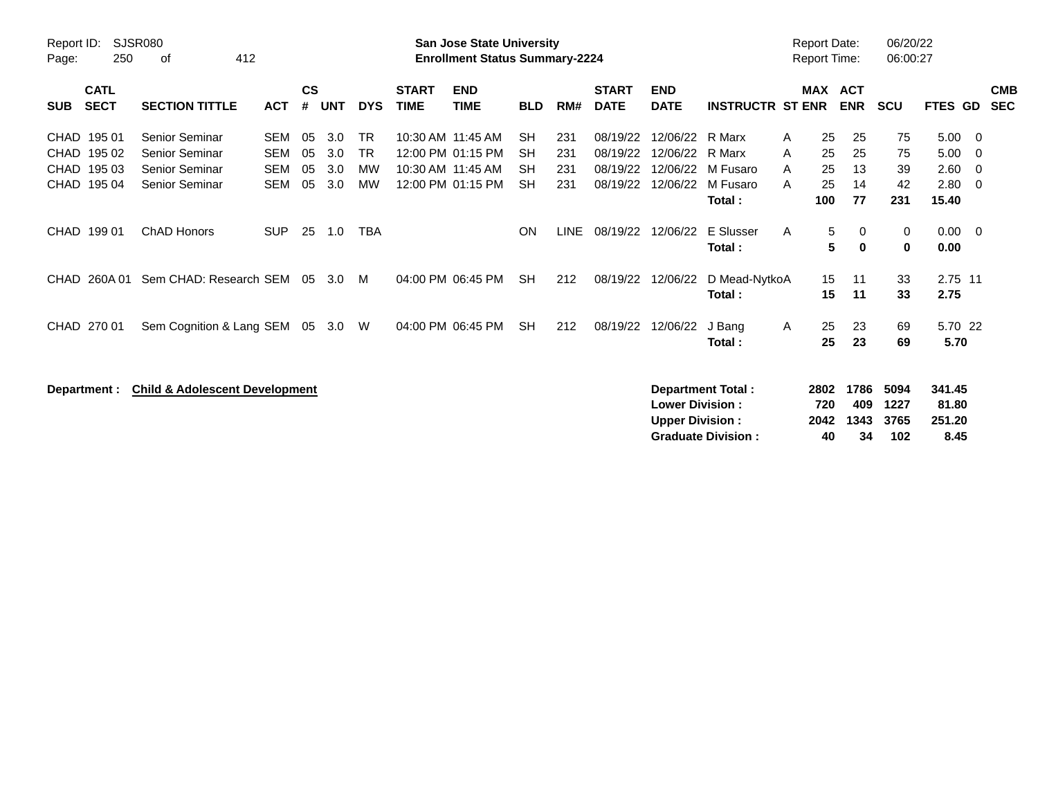Report ID: SJSR080

**San Jose State University**
**Enrollment Status Summary-2224**

Report Date: 06/20/22
Report Time: 06:00:27

| SUB | CATL SECT | SECTION TITTLE | ACT | CS # | UNT | DYS | START TIME | END TIME | BLD | RM# | START DATE | END DATE | INSTRUCTR | ST | MAX ENR | ACT ENR | SCU | FTES | GD | CMB SEC |
|---|---|---|---|---|---|---|---|---|---|---|---|---|---|---|---|---|---|---|---|---|
| CHAD | 195 01 | Senior Seminar | SEM | 05 | 3.0 | TR | 10:30 AM | 11:45 AM | SH | 231 | 08/19/22 | 12/06/22 | R Marx | A | 25 | 25 | 75 | 5.00 | 0 | |
| CHAD | 195 02 | Senior Seminar | SEM | 05 | 3.0 | TR | 12:00 PM | 01:15 PM | SH | 231 | 08/19/22 | 12/06/22 | R Marx | A | 25 | 25 | 75 | 5.00 | 0 | |
| CHAD | 195 03 | Senior Seminar | SEM | 05 | 3.0 | MW | 10:30 AM | 11:45 AM | SH | 231 | 08/19/22 | 12/06/22 | M Fusaro | A | 25 | 13 | 39 | 2.60 | 0 | |
| CHAD | 195 04 | Senior Seminar | SEM | 05 | 3.0 | MW | 12:00 PM | 01:15 PM | SH | 231 | 08/19/22 | 12/06/22 | M Fusaro | A | 25 | 14 | 42 | 2.80 | 0 | |
| | | | | | | | | | | | | | **Total :** | | **100** | **77** | **231** | **15.40** | | |
| CHAD | 199 01 | ChAD Honors | SUP | 25 | 1.0 | TBA | | | ON | LINE | 08/19/22 | 12/06/22 | E Slusser | A | 5 | 0 | 0 | 0.00 | 0 | |
| | | | | | | | | | | | | | **Total :** | | **5** | **0** | **0** | **0.00** | | |
| CHAD | 260A 01 | Sem CHAD: Research | SEM | 05 | 3.0 | M | 04:00 PM | 06:45 PM | SH | 212 | 08/19/22 | 12/06/22 | D Mead-Nytko | A | 15 | 11 | 33 | 2.75 | 11 | |
| | | | | | | | | | | | | | **Total :** | | **15** | **11** | **33** | **2.75** | | |
| CHAD | 270 01 | Sem Cognition & Lang | SEM | 05 | 3.0 | W | 04:00 PM | 06:45 PM | SH | 212 | 08/19/22 | 12/06/22 | J Bang | A | 25 | 23 | 69 | 5.70 | 22 | |
| | | | | | | | | | | | | | **Total :** | | **25** | **23** | **69** | **5.70** | | |

**Department : Child & Adolescent Development**

| | MAX ENR | ACT ENR | SCU | FTES |
|---|---|---|---|---|
| **Department Total :** | **2802** | **1786** | **5094** | **341.45** |
| **Lower Division :** | **720** | **409** | **1227** | **81.80** |
| **Upper Division :** | **2042** | **1343** | **3765** | **251.20** |
| **Graduate Division :** | **40** | **34** | **102** | **8.45** |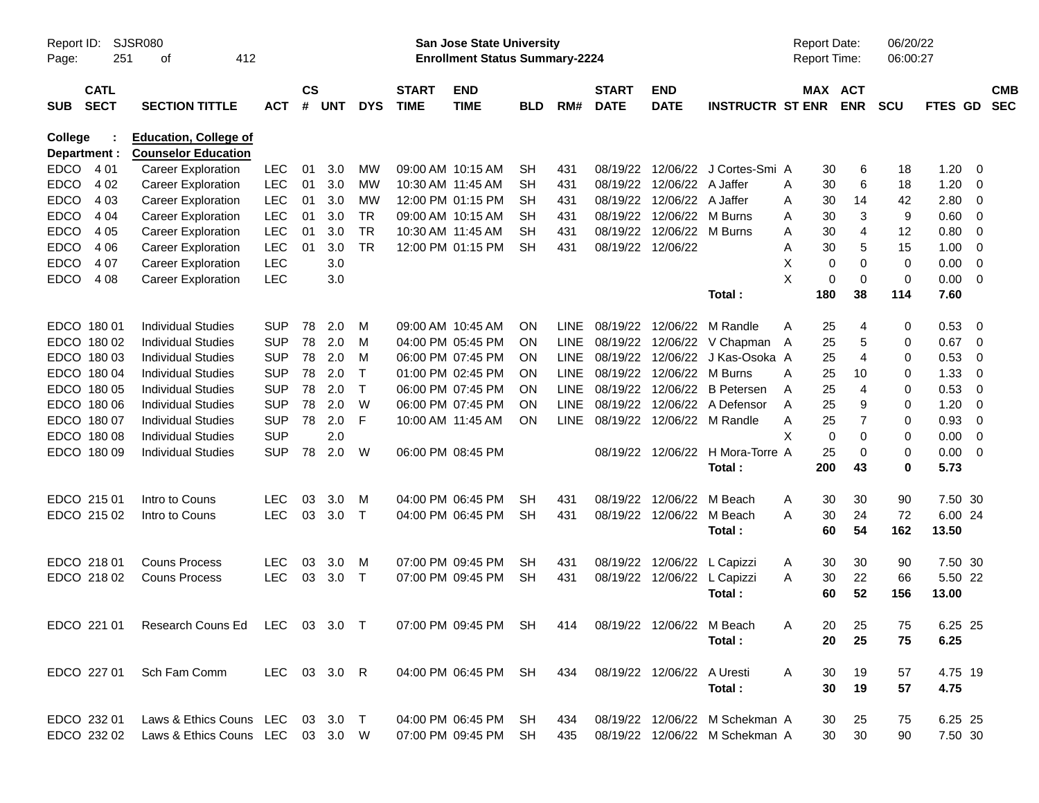| SUB | CATL SECT | SECTION TITTLE | ACT | CS # | UNT | DYS | START TIME | END TIME | BLD | RM# | START DATE | END DATE | INSTRUCTR | ST | MAX ENR | ACT ENR | SCU | FTES | GD | CMB SEC |
|---|---|---|---|---|---|---|---|---|---|---|---|---|---|---|---|---|---|---|---|---|
| **College :** | | **Education, College of** | | | | | | | | | | | | | | | | | | |
| **Department :** | | **Counselor Education** | | | | | | | | | | | | | | | | | | |
| EDCO | 4 01 | Career Exploration | LEC | 01 | 3.0 | MW | 09:00 AM | 10:15 AM | SH | 431 | 08/19/22 | 12/06/22 | J Cortes-Smi | A | 30 | 6 | 18 | 1.20 | 0 | |
| EDCO | 4 02 | Career Exploration | LEC | 01 | 3.0 | MW | 10:30 AM | 11:45 AM | SH | 431 | 08/19/22 | 12/06/22 | A Jaffer | A | 30 | 6 | 18 | 1.20 | 0 | |
| EDCO | 4 03 | Career Exploration | LEC | 01 | 3.0 | MW | 12:00 PM | 01:15 PM | SH | 431 | 08/19/22 | 12/06/22 | A Jaffer | A | 30 | 14 | 42 | 2.80 | 0 | |
| EDCO | 4 04 | Career Exploration | LEC | 01 | 3.0 | TR | 09:00 AM | 10:15 AM | SH | 431 | 08/19/22 | 12/06/22 | M Burns | A | 30 | 3 | 9 | 0.60 | 0 | |
| EDCO | 4 05 | Career Exploration | LEC | 01 | 3.0 | TR | 10:30 AM | 11:45 AM | SH | 431 | 08/19/22 | 12/06/22 | M Burns | A | 30 | 4 | 12 | 0.80 | 0 | |
| EDCO | 4 06 | Career Exploration | LEC | 01 | 3.0 | TR | 12:00 PM | 01:15 PM | SH | 431 | 08/19/22 | 12/06/22 | | A | 30 | 5 | 15 | 1.00 | 0 | |
| EDCO | 4 07 | Career Exploration | LEC | | 3.0 | | | | | | | | | X | 0 | 0 | 0 | 0.00 | 0 | |
| EDCO | 4 08 | Career Exploration | LEC | | 3.0 | | | | | | | | | X | 0 | 0 | 0 | 0.00 | 0 | |
| | | | | | | | | | | | | | **Total :** | | **180** | **38** | **114** | **7.60** | | |
| EDCO | 180 01 | Individual Studies | SUP | 78 | 2.0 | M | 09:00 AM | 10:45 AM | ON | LINE | 08/19/22 | 12/06/22 | M Randle | A | 25 | 4 | 0 | 0.53 | 0 | |
| EDCO | 180 02 | Individual Studies | SUP | 78 | 2.0 | M | 04:00 PM | 05:45 PM | ON | LINE | 08/19/22 | 12/06/22 | V Chapman | A | 25 | 5 | 0 | 0.67 | 0 | |
| EDCO | 180 03 | Individual Studies | SUP | 78 | 2.0 | M | 06:00 PM | 07:45 PM | ON | LINE | 08/19/22 | 12/06/22 | J Kas-Osoka | A | 25 | 4 | 0 | 0.53 | 0 | |
| EDCO | 180 04 | Individual Studies | SUP | 78 | 2.0 | T | 01:00 PM | 02:45 PM | ON | LINE | 08/19/22 | 12/06/22 | M Burns | A | 25 | 10 | 0 | 1.33 | 0 | |
| EDCO | 180 05 | Individual Studies | SUP | 78 | 2.0 | T | 06:00 PM | 07:45 PM | ON | LINE | 08/19/22 | 12/06/22 | B Petersen | A | 25 | 4 | 0 | 0.53 | 0 | |
| EDCO | 180 06 | Individual Studies | SUP | 78 | 2.0 | W | 06:00 PM | 07:45 PM | ON | LINE | 08/19/22 | 12/06/22 | A Defensor | A | 25 | 9 | 0 | 1.20 | 0 | |
| EDCO | 180 07 | Individual Studies | SUP | 78 | 2.0 | F | 10:00 AM | 11:45 AM | ON | LINE | 08/19/22 | 12/06/22 | M Randle | A | 25 | 7 | 0 | 0.93 | 0 | |
| EDCO | 180 08 | Individual Studies | SUP | | 2.0 | | | | | | | | | X | 0 | 0 | 0 | 0.00 | 0 | |
| EDCO | 180 09 | Individual Studies | SUP | 78 | 2.0 | W | 06:00 PM | 08:45 PM | | | 08/19/22 | 12/06/22 | H Mora-Torre | A | 25 | 0 | 0 | 0.00 | 0 | |
| | | | | | | | | | | | | | **Total :** | | **200** | **43** | **0** | **5.73** | | |
| EDCO | 215 01 | Intro to Couns | LEC | 03 | 3.0 | M | 04:00 PM | 06:45 PM | SH | 431 | 08/19/22 | 12/06/22 | M Beach | A | 30 | 30 | 90 | 7.50 | 30 | |
| EDCO | 215 02 | Intro to Couns | LEC | 03 | 3.0 | T | 04:00 PM | 06:45 PM | SH | 431 | 08/19/22 | 12/06/22 | M Beach | A | 30 | 24 | 72 | 6.00 | 24 | |
| | | | | | | | | | | | | | **Total :** | | **60** | **54** | **162** | **13.50** | | |
| EDCO | 218 01 | Couns Process | LEC | 03 | 3.0 | M | 07:00 PM | 09:45 PM | SH | 431 | 08/19/22 | 12/06/22 | L Capizzi | A | 30 | 30 | 90 | 7.50 | 30 | |
| EDCO | 218 02 | Couns Process | LEC | 03 | 3.0 | T | 07:00 PM | 09:45 PM | SH | 431 | 08/19/22 | 12/06/22 | L Capizzi | A | 30 | 22 | 66 | 5.50 | 22 | |
| | | | | | | | | | | | | | **Total :** | | **60** | **52** | **156** | **13.00** | | |
| EDCO | 221 01 | Research Couns Ed | LEC | 03 | 3.0 | T | 07:00 PM | 09:45 PM | SH | 414 | 08/19/22 | 12/06/22 | M Beach | A | 20 | 25 | 75 | 6.25 | 25 | |
| | | | | | | | | | | | | | **Total :** | | **20** | **25** | **75** | **6.25** | | |
| EDCO | 227 01 | Sch Fam Comm | LEC | 03 | 3.0 | R | 04:00 PM | 06:45 PM | SH | 434 | 08/19/22 | 12/06/22 | A Uresti | A | 30 | 19 | 57 | 4.75 | 19 | |
| | | | | | | | | | | | | | **Total :** | | **30** | **19** | **57** | **4.75** | | |
| EDCO | 232 01 | Laws & Ethics Couns | LEC | 03 | 3.0 | T | 04:00 PM | 06:45 PM | SH | 434 | 08/19/22 | 12/06/22 | M Schekman | A | 30 | 25 | 75 | 6.25 | 25 | |
| EDCO | 232 02 | Laws & Ethics Couns | LEC | 03 | 3.0 | W | 07:00 PM | 09:45 PM | SH | 435 | 08/19/22 | 12/06/22 | M Schekman | A | 30 | 30 | 90 | 7.50 | 30 | |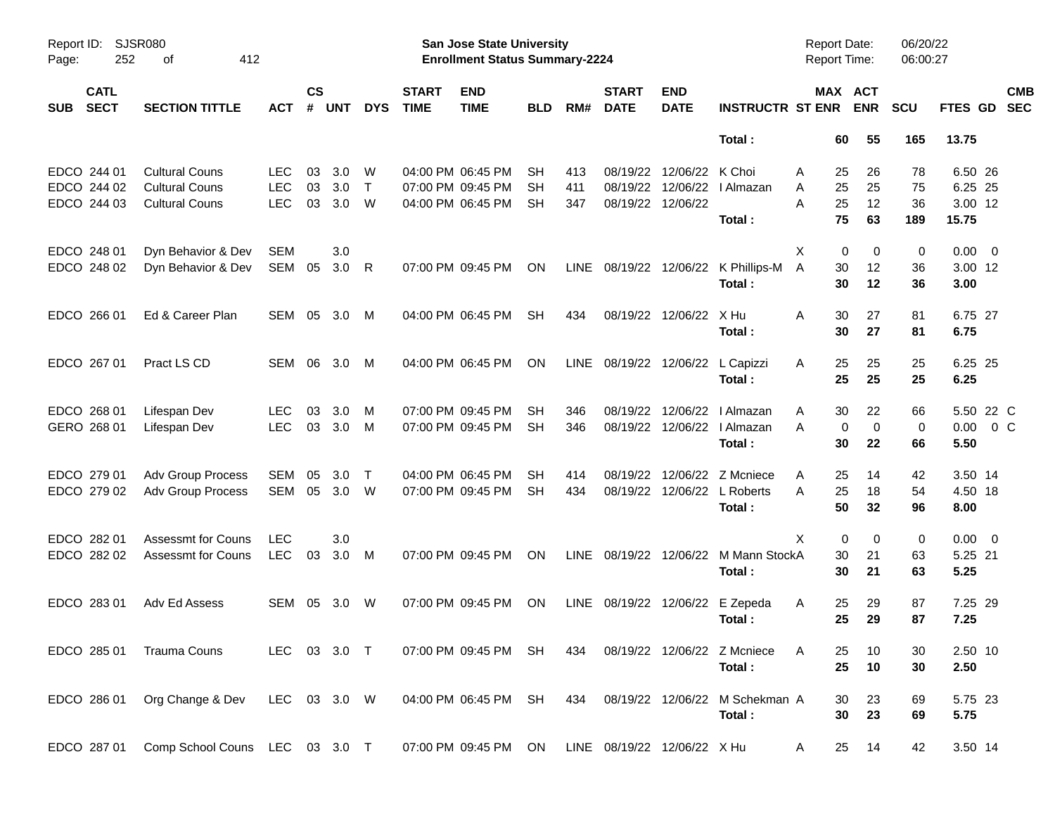Report ID: SJSR080
Page: 252 of 412

**San Jose State University**
**Enrollment Status Summary-2224**

Report Date: 06/20/22
Report Time: 06:00:27

| SUB | CATL SECT | SECTION TITTLE | ACT | CS # | UNT | DYS | START TIME | END TIME | BLD | RM# | START DATE | END DATE | INSTRUCTR | ST | MAX ENR | ACT ENR | SCU | FTES | GD | CMB SEC |
|---|---|---|---|---|---|---|---|---|---|---|---|---|---|---|---|---|---|---|---|---|
| | | | | | | | | | | | | | **Total :** | | **60** | **55** | **165** | **13.75** | | |
| EDCO | 244 01 | Cultural Couns | LEC | 03 | 3.0 | W | 04:00 PM | 06:45 PM | SH | 413 | 08/19/22 | 12/06/22 | K Choi | A | 25 | 26 | 78 | 6.50 | 26 | |
| EDCO | 244 02 | Cultural Couns | LEC | 03 | 3.0 | T | 07:00 PM | 09:45 PM | SH | 411 | 08/19/22 | 12/06/22 | I Almazan | A | 25 | 25 | 75 | 6.25 | 25 | |
| EDCO | 244 03 | Cultural Couns | LEC | 03 | 3.0 | W | 04:00 PM | 06:45 PM | SH | 347 | 08/19/22 | 12/06/22 | | A | 25 | 12 | 36 | 3.00 | 12 | |
| | | | | | | | | | | | | | **Total :** | | **75** | **63** | **189** | **15.75** | | |
| EDCO | 248 01 | Dyn Behavior & Dev | SEM | | 3.0 | | | | | | | | | X | 0 | 0 | 0 | 0.00 | 0 | |
| EDCO | 248 02 | Dyn Behavior & Dev | SEM | 05 | 3.0 | R | 07:00 PM | 09:45 PM | ON | LINE | 08/19/22 | 12/06/22 | K Phillips-M | A | 30 | 12 | 36 | 3.00 | 12 | |
| | | | | | | | | | | | | | **Total :** | | **30** | **12** | **36** | **3.00** | | |
| EDCO | 266 01 | Ed & Career Plan | SEM | 05 | 3.0 | M | 04:00 PM | 06:45 PM | SH | 434 | 08/19/22 | 12/06/22 | X Hu | A | 30 | 27 | 81 | 6.75 | 27 | |
| | | | | | | | | | | | | | **Total :** | | **30** | **27** | **81** | **6.75** | | |
| EDCO | 267 01 | Pract LS CD | SEM | 06 | 3.0 | M | 04:00 PM | 06:45 PM | ON | LINE | 08/19/22 | 12/06/22 | L Capizzi | A | 25 | 25 | 25 | 6.25 | 25 | |
| | | | | | | | | | | | | | **Total :** | | **25** | **25** | **25** | **6.25** | | |
| EDCO | 268 01 | Lifespan Dev | LEC | 03 | 3.0 | M | 07:00 PM | 09:45 PM | SH | 346 | 08/19/22 | 12/06/22 | I Almazan | A | 30 | 22 | 66 | 5.50 | 22 | C |
| GERO | 268 01 | Lifespan Dev | LEC | 03 | 3.0 | M | 07:00 PM | 09:45 PM | SH | 346 | 08/19/22 | 12/06/22 | I Almazan | A | 0 | 0 | 0 | 0.00 | 0 | C |
| | | | | | | | | | | | | | **Total :** | | **30** | **22** | **66** | **5.50** | | |
| EDCO | 279 01 | Adv Group Process | SEM | 05 | 3.0 | T | 04:00 PM | 06:45 PM | SH | 414 | 08/19/22 | 12/06/22 | Z Mcniece | A | 25 | 14 | 42 | 3.50 | 14 | |
| EDCO | 279 02 | Adv Group Process | SEM | 05 | 3.0 | W | 07:00 PM | 09:45 PM | SH | 434 | 08/19/22 | 12/06/22 | L Roberts | A | 25 | 18 | 54 | 4.50 | 18 | |
| | | | | | | | | | | | | | **Total :** | | **50** | **32** | **96** | **8.00** | | |
| EDCO | 282 01 | Assessmt for Couns | LEC | | 3.0 | | | | | | | | | X | 0 | 0 | 0 | 0.00 | 0 | |
| EDCO | 282 02 | Assessmt for Couns | LEC | 03 | 3.0 | M | 07:00 PM | 09:45 PM | ON | LINE | 08/19/22 | 12/06/22 | M Mann Stock | A | 30 | 21 | 63 | 5.25 | 21 | |
| | | | | | | | | | | | | | **Total :** | | **30** | **21** | **63** | **5.25** | | |
| EDCO | 283 01 | Adv Ed Assess | SEM | 05 | 3.0 | W | 07:00 PM | 09:45 PM | ON | LINE | 08/19/22 | 12/06/22 | E Zepeda | A | 25 | 29 | 87 | 7.25 | 29 | |
| | | | | | | | | | | | | | **Total :** | | **25** | **29** | **87** | **7.25** | | |
| EDCO | 285 01 | Trauma Couns | LEC | 03 | 3.0 | T | 07:00 PM | 09:45 PM | SH | 434 | 08/19/22 | 12/06/22 | Z Mcniece | A | 25 | 10 | 30 | 2.50 | 10 | |
| | | | | | | | | | | | | | **Total :** | | **25** | **10** | **30** | **2.50** | | |
| EDCO | 286 01 | Org Change & Dev | LEC | 03 | 3.0 | W | 04:00 PM | 06:45 PM | SH | 434 | 08/19/22 | 12/06/22 | M Schekman | A | 30 | 23 | 69 | 5.75 | 23 | |
| | | | | | | | | | | | | | **Total :** | | **30** | **23** | **69** | **5.75** | | |
| EDCO | 287 01 | Comp School Couns | LEC | 03 | 3.0 | T | 07:00 PM | 09:45 PM | ON | LINE | 08/19/22 | 12/06/22 | X Hu | A | 25 | 14 | 42 | 3.50 | 14 | |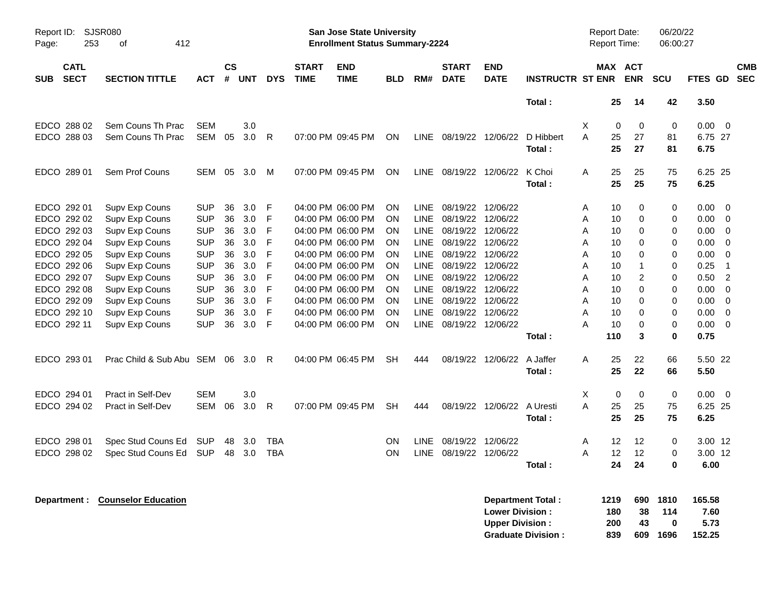| SUB | CATL SECT | SECTION TITTLE | ACT | CS # | UNT | DYS | START TIME | END TIME | BLD | RM# | START DATE | END DATE | INSTRUCTR | ST | MAX ENR | ACT ENR | SCU | FTES | GD | CMB SEC |
|---|---|---|---|---|---|---|---|---|---|---|---|---|---|---|---|---|---|---|---|---|
| | | | | | | | | | | | | | **Total :** | | **25** | **14** | **42** | **3.50** | | |
| EDCO | 288 02 | Sem Couns Th Prac | SEM | | 3.0 | | | | | | | | | X | 0 | 0 | 0 | 0.00 | 0 | |
| EDCO | 288 03 | Sem Couns Th Prac | SEM | 05 | 3.0 | R | 07:00 PM | 09:45 PM | ON | LINE | 08/19/22 | 12/06/22 | D Hibbert | A | 25 | 27 | 81 | 6.75 | 27 | |
| | | | | | | | | | | | | | **Total :** | | **25** | **27** | **81** | **6.75** | | |
| EDCO | 289 01 | Sem Prof Couns | SEM | 05 | 3.0 | M | 07:00 PM | 09:45 PM | ON | LINE | 08/19/22 | 12/06/22 | K Choi | A | 25 | 25 | 75 | 6.25 | 25 | |
| | | | | | | | | | | | | | **Total :** | | **25** | **25** | **75** | **6.25** | | |
| EDCO | 292 01 | Supv Exp Couns | SUP | 36 | 3.0 | F | 04:00 PM | 06:00 PM | ON | LINE | 08/19/22 | 12/06/22 | | A | 10 | 0 | 0 | 0.00 | 0 | |
| EDCO | 292 02 | Supv Exp Couns | SUP | 36 | 3.0 | F | 04:00 PM | 06:00 PM | ON | LINE | 08/19/22 | 12/06/22 | | A | 10 | 0 | 0 | 0.00 | 0 | |
| EDCO | 292 03 | Supv Exp Couns | SUP | 36 | 3.0 | F | 04:00 PM | 06:00 PM | ON | LINE | 08/19/22 | 12/06/22 | | A | 10 | 0 | 0 | 0.00 | 0 | |
| EDCO | 292 04 | Supv Exp Couns | SUP | 36 | 3.0 | F | 04:00 PM | 06:00 PM | ON | LINE | 08/19/22 | 12/06/22 | | A | 10 | 0 | 0 | 0.00 | 0 | |
| EDCO | 292 05 | Supv Exp Couns | SUP | 36 | 3.0 | F | 04:00 PM | 06:00 PM | ON | LINE | 08/19/22 | 12/06/22 | | A | 10 | 0 | 0 | 0.00 | 0 | |
| EDCO | 292 06 | Supv Exp Couns | SUP | 36 | 3.0 | F | 04:00 PM | 06:00 PM | ON | LINE | 08/19/22 | 12/06/22 | | A | 10 | 1 | 0 | 0.25 | 1 | |
| EDCO | 292 07 | Supv Exp Couns | SUP | 36 | 3.0 | F | 04:00 PM | 06:00 PM | ON | LINE | 08/19/22 | 12/06/22 | | A | 10 | 2 | 0 | 0.50 | 2 | |
| EDCO | 292 08 | Supv Exp Couns | SUP | 36 | 3.0 | F | 04:00 PM | 06:00 PM | ON | LINE | 08/19/22 | 12/06/22 | | A | 10 | 0 | 0 | 0.00 | 0 | |
| EDCO | 292 09 | Supv Exp Couns | SUP | 36 | 3.0 | F | 04:00 PM | 06:00 PM | ON | LINE | 08/19/22 | 12/06/22 | | A | 10 | 0 | 0 | 0.00 | 0 | |
| EDCO | 292 10 | Supv Exp Couns | SUP | 36 | 3.0 | F | 04:00 PM | 06:00 PM | ON | LINE | 08/19/22 | 12/06/22 | | A | 10 | 0 | 0 | 0.00 | 0 | |
| EDCO | 292 11 | Supv Exp Couns | SUP | 36 | 3.0 | F | 04:00 PM | 06:00 PM | ON | LINE | 08/19/22 | 12/06/22 | | A | 10 | 0 | 0 | 0.00 | 0 | |
| | | | | | | | | | | | | | **Total :** | | **110** | **3** | **0** | **0.75** | | |
| EDCO | 293 01 | Prac Child & Sub Abu | SEM | 06 | 3.0 | R | 04:00 PM | 06:45 PM | SH | 444 | 08/19/22 | 12/06/22 | A Jaffer | A | 25 | 22 | 66 | 5.50 | 22 | |
| | | | | | | | | | | | | | **Total :** | | **25** | **22** | **66** | **5.50** | | |
| EDCO | 294 01 | Pract in Self-Dev | SEM | | 3.0 | | | | | | | | | X | 0 | 0 | 0 | 0.00 | 0 | |
| EDCO | 294 02 | Pract in Self-Dev | SEM | 06 | 3.0 | R | 07:00 PM | 09:45 PM | SH | 444 | 08/19/22 | 12/06/22 | A Uresti | A | 25 | 25 | 75 | 6.25 | 25 | |
| | | | | | | | | | | | | | **Total :** | | **25** | **25** | **75** | **6.25** | | |
| EDCO | 298 01 | Spec Stud Couns Ed | SUP | 48 | 3.0 | TBA | | | ON | LINE | 08/19/22 | 12/06/22 | | A | 12 | 12 | 0 | 3.00 | 12 | |
| EDCO | 298 02 | Spec Stud Couns Ed | SUP | 48 | 3.0 | TBA | | | ON | LINE | 08/19/22 | 12/06/22 | | A | 12 | 12 | 0 | 3.00 | 12 | |
| | | | | | | | | | | | | | **Total :** | | **24** | **24** | **0** | **6.00** | | |

**Department : Counselor Education**

| | MAX ENR | ACT ENR | SCU | FTES |
|---|---|---|---|---|
| **Department Total :** | **1219** | **690** | **1810** | **165.58** |
| **Lower Division :** | **180** | **38** | **114** | **7.60** |
| **Upper Division :** | **200** | **43** | **0** | **5.73** |
| **Graduate Division :** | **839** | **609** | **1696** | **152.25** |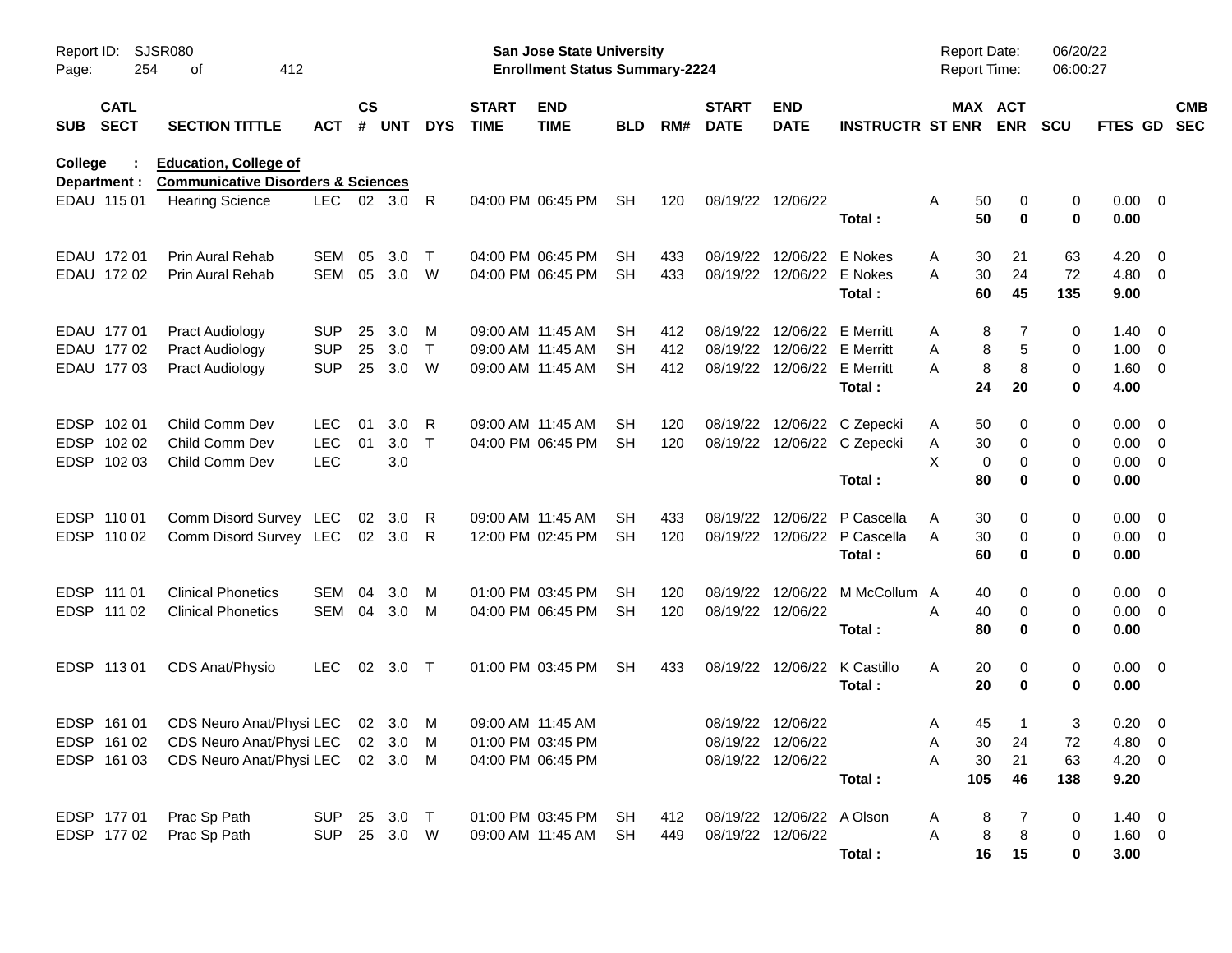Report ID: SJSR080
Page: 254 of 412

**San Jose State University**
**Enrollment Status Summary-2224**

Report Date: 06/20/22
Report Time: 06:00:27

College : **Education, College of**
Department : **Communicative Disorders & Sciences**

| SUB | CATL SECT | SECTION TITTLE | ACT | CS # | UNT | DYS | START TIME | END TIME | BLD | RM# | START DATE | END DATE | INSTRUCTR | ST | MAX ENR | ACT ENR | SCU | FTES | GD | CMB SEC |
|---|---|---|---|---|---|---|---|---|---|---|---|---|---|---|---|---|---|---|---|---|
| EDAU | 115 01 | Hearing Science | LEC | 02 | 3.0 | R | 04:00 PM | 06:45 PM | SH | 120 | 08/19/22 | 12/06/22 | | A | 50 | 0 | 0 | 0.00 | 0 | |
| | | | | | | | | | | | | | **Total :** | | **50** | **0** | **0** | **0.00** | | |
| EDAU | 172 01 | Prin Aural Rehab | SEM | 05 | 3.0 | T | 04:00 PM | 06:45 PM | SH | 433 | 08/19/22 | 12/06/22 | E Nokes | A | 30 | 21 | 63 | 4.20 | 0 | |
| EDAU | 172 02 | Prin Aural Rehab | SEM | 05 | 3.0 | W | 04:00 PM | 06:45 PM | SH | 433 | 08/19/22 | 12/06/22 | E Nokes | A | 30 | 24 | 72 | 4.80 | 0 | |
| | | | | | | | | | | | | | **Total :** | | **60** | **45** | **135** | **9.00** | | |
| EDAU | 177 01 | Pract Audiology | SUP | 25 | 3.0 | M | 09:00 AM | 11:45 AM | SH | 412 | 08/19/22 | 12/06/22 | E Merritt | A | 8 | 7 | 0 | 1.40 | 0 | |
| EDAU | 177 02 | Pract Audiology | SUP | 25 | 3.0 | T | 09:00 AM | 11:45 AM | SH | 412 | 08/19/22 | 12/06/22 | E Merritt | A | 8 | 5 | 0 | 1.00 | 0 | |
| EDAU | 177 03 | Pract Audiology | SUP | 25 | 3.0 | W | 09:00 AM | 11:45 AM | SH | 412 | 08/19/22 | 12/06/22 | E Merritt | A | 8 | 8 | 0 | 1.60 | 0 | |
| | | | | | | | | | | | | | **Total :** | | **24** | **20** | **0** | **4.00** | | |
| EDSP | 102 01 | Child Comm Dev | LEC | 01 | 3.0 | R | 09:00 AM | 11:45 AM | SH | 120 | 08/19/22 | 12/06/22 | C Zepecki | A | 50 | 0 | 0 | 0.00 | 0 | |
| EDSP | 102 02 | Child Comm Dev | LEC | 01 | 3.0 | T | 04:00 PM | 06:45 PM | SH | 120 | 08/19/22 | 12/06/22 | C Zepecki | A | 30 | 0 | 0 | 0.00 | 0 | |
| EDSP | 102 03 | Child Comm Dev | LEC | | 3.0 | | | | | | | | | X | 0 | 0 | 0 | 0.00 | 0 | |
| | | | | | | | | | | | | | **Total :** | | **80** | **0** | **0** | **0.00** | | |
| EDSP | 110 01 | Comm Disord Survey | LEC | 02 | 3.0 | R | 09:00 AM | 11:45 AM | SH | 433 | 08/19/22 | 12/06/22 | P Cascella | A | 30 | 0 | 0 | 0.00 | 0 | |
| EDSP | 110 02 | Comm Disord Survey | LEC | 02 | 3.0 | R | 12:00 PM | 02:45 PM | SH | 120 | 08/19/22 | 12/06/22 | P Cascella | A | 30 | 0 | 0 | 0.00 | 0 | |
| | | | | | | | | | | | | | **Total :** | | **60** | **0** | **0** | **0.00** | | |
| EDSP | 111 01 | Clinical Phonetics | SEM | 04 | 3.0 | M | 01:00 PM | 03:45 PM | SH | 120 | 08/19/22 | 12/06/22 | M McCollum | A | 40 | 0 | 0 | 0.00 | 0 | |
| EDSP | 111 02 | Clinical Phonetics | SEM | 04 | 3.0 | M | 04:00 PM | 06:45 PM | SH | 120 | 08/19/22 | 12/06/22 | | A | 40 | 0 | 0 | 0.00 | 0 | |
| | | | | | | | | | | | | | **Total :** | | **80** | **0** | **0** | **0.00** | | |
| EDSP | 113 01 | CDS Anat/Physio | LEC | 02 | 3.0 | T | 01:00 PM | 03:45 PM | SH | 433 | 08/19/22 | 12/06/22 | K Castillo | A | 20 | 0 | 0 | 0.00 | 0 | |
| | | | | | | | | | | | | | **Total :** | | **20** | **0** | **0** | **0.00** | | |
| EDSP | 161 01 | CDS Neuro Anat/Physi | LEC | 02 | 3.0 | M | 09:00 AM | 11:45 AM | | | 08/19/22 | 12/06/22 | | A | 45 | 1 | 3 | 0.20 | 0 | |
| EDSP | 161 02 | CDS Neuro Anat/Physi | LEC | 02 | 3.0 | M | 01:00 PM | 03:45 PM | | | 08/19/22 | 12/06/22 | | A | 30 | 24 | 72 | 4.80 | 0 | |
| EDSP | 161 03 | CDS Neuro Anat/Physi | LEC | 02 | 3.0 | M | 04:00 PM | 06:45 PM | | | 08/19/22 | 12/06/22 | | A | 30 | 21 | 63 | 4.20 | 0 | |
| | | | | | | | | | | | | | **Total :** | | **105** | **46** | **138** | **9.20** | | |
| EDSP | 177 01 | Prac Sp Path | SUP | 25 | 3.0 | T | 01:00 PM | 03:45 PM | SH | 412 | 08/19/22 | 12/06/22 | A Olson | A | 8 | 7 | 0 | 1.40 | 0 | |
| EDSP | 177 02 | Prac Sp Path | SUP | 25 | 3.0 | W | 09:00 AM | 11:45 AM | SH | 449 | 08/19/22 | 12/06/22 | | A | 8 | 8 | 0 | 1.60 | 0 | |
| | | | | | | | | | | | | | **Total :** | | **16** | **15** | **0** | **3.00** | | |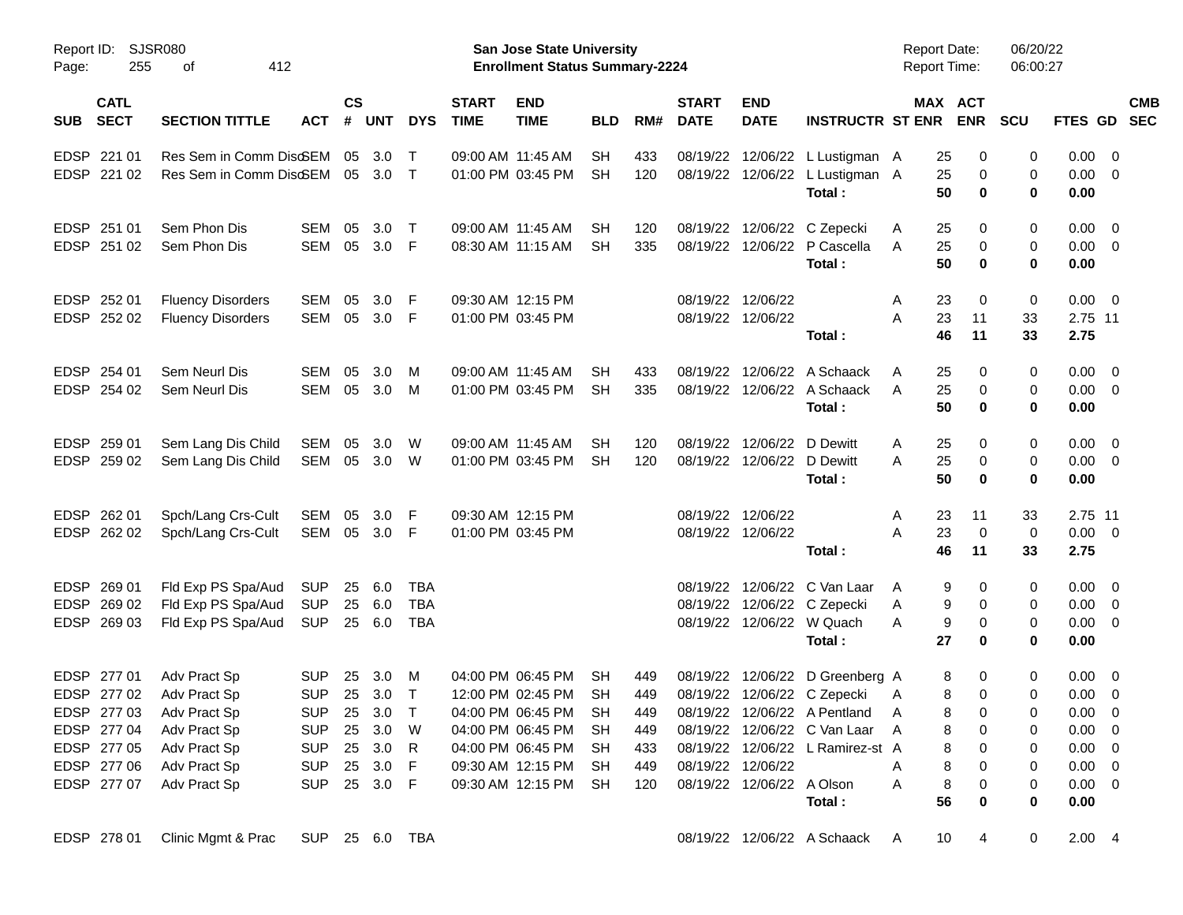Report ID: SJSR080
Page: 255 of 412

**San Jose State University**
**Enrollment Status Summary-2224**

Report Date: 06/20/22
Report Time: 06:00:27

| SUB | CATL SECT | SECTION TITTLE | ACT | CS # | UNT | DYS | START TIME | END TIME | BLD | RM# | START DATE | END DATE | INSTRUCTR | ST | MAX ENR | ACT ENR | SCU | FTES | GD | CMB SEC |
|---|---|---|---|---|---|---|---|---|---|---|---|---|---|---|---|---|---|---|---|---|
| EDSP | 221 01 | Res Sem in Comm Diso | SEM | 05 | 3.0 | T | 09:00 AM | 11:45 AM | SH | 433 | 08/19/22 | 12/06/22 | L Lustigman | A | 25 | 0 | 0 | 0.00 | 0 | |
| EDSP | 221 02 | Res Sem in Comm Diso | SEM | 05 | 3.0 | T | 01:00 PM | 03:45 PM | SH | 120 | 08/19/22 | 12/06/22 | L Lustigman | A | 25 | 0 | 0 | 0.00 | 0 | |
| | | | | | | | | | | | | | **Total :** | | **50** | **0** | **0** | **0.00** | | |
| EDSP | 251 01 | Sem Phon Dis | SEM | 05 | 3.0 | T | 09:00 AM | 11:45 AM | SH | 120 | 08/19/22 | 12/06/22 | C Zepecki | A | 25 | 0 | 0 | 0.00 | 0 | |
| EDSP | 251 02 | Sem Phon Dis | SEM | 05 | 3.0 | F | 08:30 AM | 11:15 AM | SH | 335 | 08/19/22 | 12/06/22 | P Cascella | A | 25 | 0 | 0 | 0.00 | 0 | |
| | | | | | | | | | | | | | **Total :** | | **50** | **0** | **0** | **0.00** | | |
| EDSP | 252 01 | Fluency Disorders | SEM | 05 | 3.0 | F | 09:30 AM | 12:15 PM | | | 08/19/22 | 12/06/22 | | A | 23 | 0 | 0 | 0.00 | 0 | |
| EDSP | 252 02 | Fluency Disorders | SEM | 05 | 3.0 | F | 01:00 PM | 03:45 PM | | | 08/19/22 | 12/06/22 | | A | 23 | 11 | 33 | 2.75 | 11 | |
| | | | | | | | | | | | | | **Total :** | | **46** | **11** | **33** | **2.75** | | |
| EDSP | 254 01 | Sem Neurl Dis | SEM | 05 | 3.0 | M | 09:00 AM | 11:45 AM | SH | 433 | 08/19/22 | 12/06/22 | A Schaack | A | 25 | 0 | 0 | 0.00 | 0 | |
| EDSP | 254 02 | Sem Neurl Dis | SEM | 05 | 3.0 | M | 01:00 PM | 03:45 PM | SH | 335 | 08/19/22 | 12/06/22 | A Schaack | A | 25 | 0 | 0 | 0.00 | 0 | |
| | | | | | | | | | | | | | **Total :** | | **50** | **0** | **0** | **0.00** | | |
| EDSP | 259 01 | Sem Lang Dis Child | SEM | 05 | 3.0 | W | 09:00 AM | 11:45 AM | SH | 120 | 08/19/22 | 12/06/22 | D Dewitt | A | 25 | 0 | 0 | 0.00 | 0 | |
| EDSP | 259 02 | Sem Lang Dis Child | SEM | 05 | 3.0 | W | 01:00 PM | 03:45 PM | SH | 120 | 08/19/22 | 12/06/22 | D Dewitt | A | 25 | 0 | 0 | 0.00 | 0 | |
| | | | | | | | | | | | | | **Total :** | | **50** | **0** | **0** | **0.00** | | |
| EDSP | 262 01 | Spch/Lang Crs-Cult | SEM | 05 | 3.0 | F | 09:30 AM | 12:15 PM | | | 08/19/22 | 12/06/22 | | A | 23 | 11 | 33 | 2.75 | 11 | |
| EDSP | 262 02 | Spch/Lang Crs-Cult | SEM | 05 | 3.0 | F | 01:00 PM | 03:45 PM | | | 08/19/22 | 12/06/22 | | A | 23 | 0 | 0 | 0.00 | 0 | |
| | | | | | | | | | | | | | **Total :** | | **46** | **11** | **33** | **2.75** | | |
| EDSP | 269 01 | Fld Exp PS Spa/Aud | SUP | 25 | 6.0 | TBA | | | | | 08/19/22 | 12/06/22 | C Van Laar | A | 9 | 0 | 0 | 0.00 | 0 | |
| EDSP | 269 02 | Fld Exp PS Spa/Aud | SUP | 25 | 6.0 | TBA | | | | | 08/19/22 | 12/06/22 | C Zepecki | A | 9 | 0 | 0 | 0.00 | 0 | |
| EDSP | 269 03 | Fld Exp PS Spa/Aud | SUP | 25 | 6.0 | TBA | | | | | 08/19/22 | 12/06/22 | W Quach | A | 9 | 0 | 0 | 0.00 | 0 | |
| | | | | | | | | | | | | | **Total :** | | **27** | **0** | **0** | **0.00** | | |
| EDSP | 277 01 | Adv Pract Sp | SUP | 25 | 3.0 | M | 04:00 PM | 06:45 PM | SH | 449 | 08/19/22 | 12/06/22 | D Greenberg | A | 8 | 0 | 0 | 0.00 | 0 | |
| EDSP | 277 02 | Adv Pract Sp | SUP | 25 | 3.0 | T | 12:00 PM | 02:45 PM | SH | 449 | 08/19/22 | 12/06/22 | C Zepecki | A | 8 | 0 | 0 | 0.00 | 0 | |
| EDSP | 277 03 | Adv Pract Sp | SUP | 25 | 3.0 | T | 04:00 PM | 06:45 PM | SH | 449 | 08/19/22 | 12/06/22 | A Pentland | A | 8 | 0 | 0 | 0.00 | 0 | |
| EDSP | 277 04 | Adv Pract Sp | SUP | 25 | 3.0 | W | 04:00 PM | 06:45 PM | SH | 449 | 08/19/22 | 12/06/22 | C Van Laar | A | 8 | 0 | 0 | 0.00 | 0 | |
| EDSP | 277 05 | Adv Pract Sp | SUP | 25 | 3.0 | R | 04:00 PM | 06:45 PM | SH | 433 | 08/19/22 | 12/06/22 | L Ramirez-st | A | 8 | 0 | 0 | 0.00 | 0 | |
| EDSP | 277 06 | Adv Pract Sp | SUP | 25 | 3.0 | F | 09:30 AM | 12:15 PM | SH | 449 | 08/19/22 | 12/06/22 | | A | 8 | 0 | 0 | 0.00 | 0 | |
| EDSP | 277 07 | Adv Pract Sp | SUP | 25 | 3.0 | F | 09:30 AM | 12:15 PM | SH | 120 | 08/19/22 | 12/06/22 | A Olson | A | 8 | 0 | 0 | 0.00 | 0 | |
| | | | | | | | | | | | | | **Total :** | | **56** | **0** | **0** | **0.00** | | |
| EDSP | 278 01 | Clinic Mgmt & Prac | SUP | 25 | 6.0 | TBA | | | | | 08/19/22 | 12/06/22 | A Schaack | A | 10 | 4 | 0 | 2.00 | 4 | |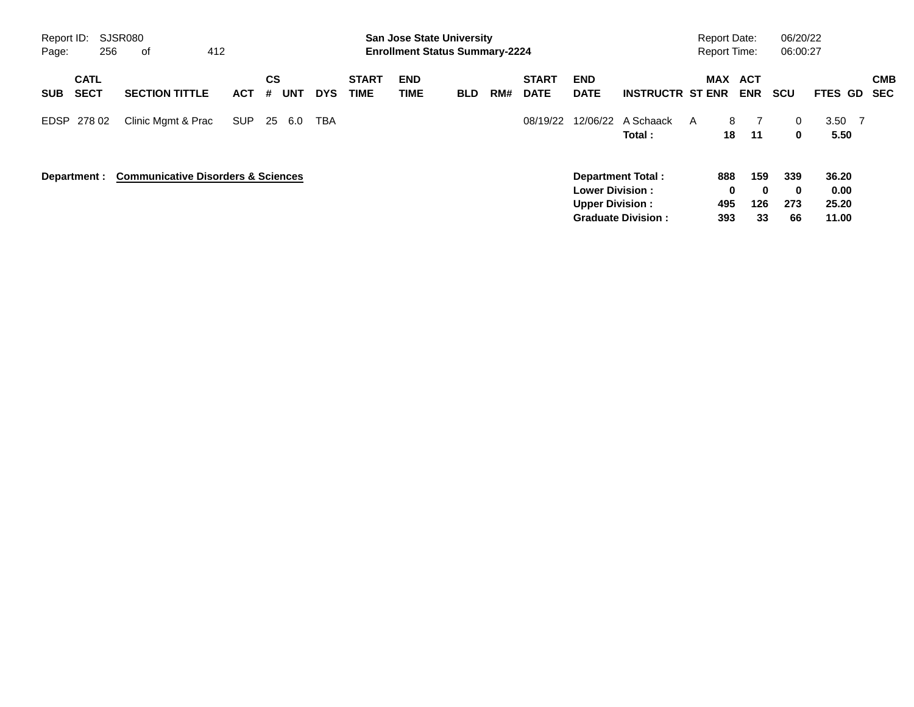Report ID: SJSR080
Page: 256 of 412

**San Jose State University**
**Enrollment Status Summary-2224**

Report Date: 06/20/22
Report Time: 06:00:27

| SUB | CATL SECT | SECTION TITTLE | ACT | CS # | UNT | DYS | START TIME | END TIME | BLD | RM# | START DATE | END DATE | INSTRUCTR | ST | MAX ENR | ACT ENR | SCU | FTES | GD | CMB SEC |
|---|---|---|---|---|---|---|---|---|---|---|---|---|---|---|---|---|---|---|---|---|
| EDSP | 278 02 | Clinic Mgmt & Prac | SUP | 25 | 6.0 | TBA | | | | | 08/19/22 | 12/06/22 | A Schaack | A | 8 | 7 | 0 | 3.50 | 7 | |
| | | | | | | | | | | | | | **Total :** | | **18** | **11** | **0** | **5.50** | | |

**Department :** **Communicative Disorders & Sciences**

| | MAX ENR | ACT ENR | SCU | FTES |
|---|---|---|---|---|
| **Department Total :** | **888** | **159** | **339** | **36.20** |
| **Lower Division :** | **0** | **0** | **0** | **0.00** |
| **Upper Division :** | **495** | **126** | **273** | **25.20** |
| **Graduate Division :** | **393** | **33** | **66** | **11.00** |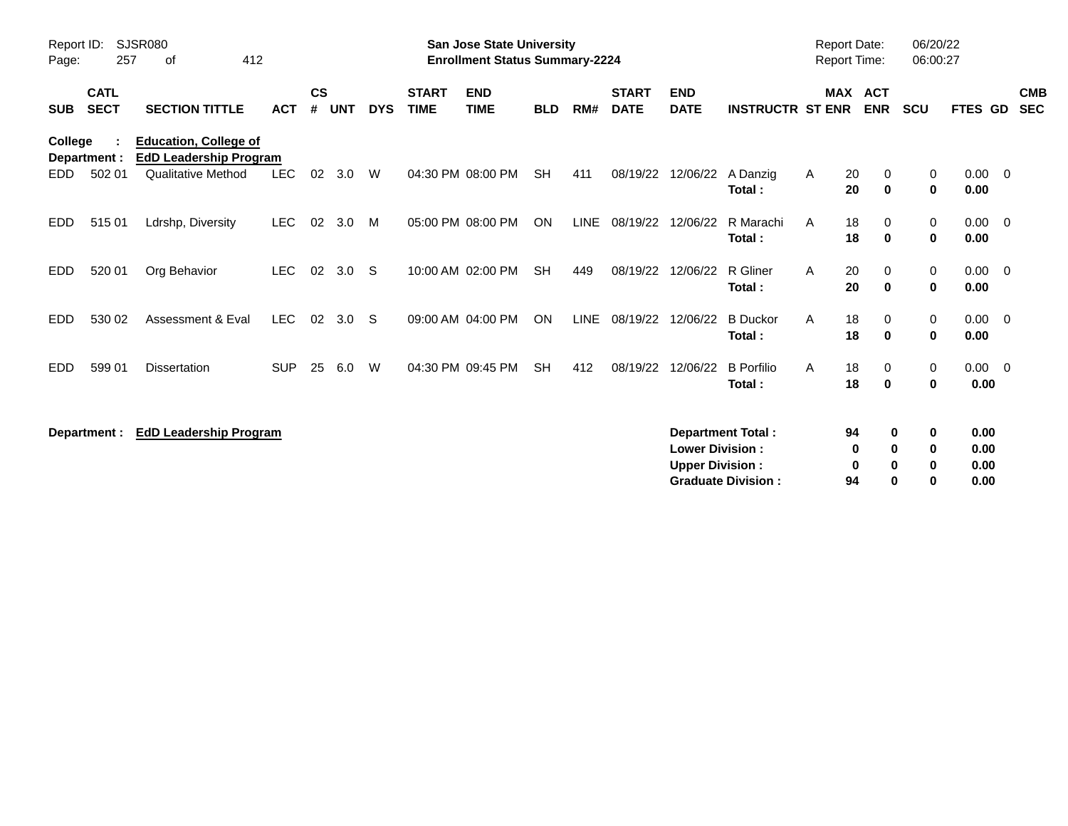Report ID: SJSR080
Page: 257 of 412

**San Jose State University**
**Enrollment Status Summary-2224**

Report Date: 06/20/22
Report Time: 06:00:27

| SUB | CATL SECT | SECTION TITTLE | ACT | CS # | UNT | DYS | START TIME | END TIME | BLD | RM# | START DATE | END DATE | INSTRUCTR | ST | MAX ENR | ACT ENR | SCU | FTES | GD | CMB SEC |
|---|---|---|---|---|---|---|---|---|---|---|---|---|---|---|---|---|---|---|---|---|
| **College :** | | **Education, College of** | | | | | | | | | | | | | | | | | | |
| **Department :** | | **EdD Leadership Program** | | | | | | | | | | | | | | | | | | |
| EDD | 502 01 | Qualitative Method | LEC | 02 | 3.0 | W | 04:30 PM | 08:00 PM | SH | 411 | 08/19/22 | 12/06/22 | A Danzig | A | 20 | 0 | 0 | 0.00 | 0 | |
| | | | | | | | | | | | | | **Total :** | | **20** | **0** | **0** | **0.00** | | |
| EDD | 515 01 | Ldrshp, Diversity | LEC | 02 | 3.0 | M | 05:00 PM | 08:00 PM | ON | LINE | 08/19/22 | 12/06/22 | R Marachi | A | 18 | 0 | 0 | 0.00 | 0 | |
| | | | | | | | | | | | | | **Total :** | | **18** | **0** | **0** | **0.00** | | |
| EDD | 520 01 | Org Behavior | LEC | 02 | 3.0 | S | 10:00 AM | 02:00 PM | SH | 449 | 08/19/22 | 12/06/22 | R Gliner | A | 20 | 0 | 0 | 0.00 | 0 | |
| | | | | | | | | | | | | | **Total :** | | **20** | **0** | **0** | **0.00** | | |
| EDD | 530 02 | Assessment & Eval | LEC | 02 | 3.0 | S | 09:00 AM | 04:00 PM | ON | LINE | 08/19/22 | 12/06/22 | B Duckor | A | 18 | 0 | 0 | 0.00 | 0 | |
| | | | | | | | | | | | | | **Total :** | | **18** | **0** | **0** | **0.00** | | |
| EDD | 599 01 | Dissertation | SUP | 25 | 6.0 | W | 04:30 PM | 09:45 PM | SH | 412 | 08/19/22 | 12/06/22 | B Porfilio | A | 18 | 0 | 0 | 0.00 | 0 | |
| | | | | | | | | | | | | | **Total :** | | **18** | **0** | **0** | **0.00** | | |

**Department : EdD Leadership Program**

| | MAX ENR | ACT ENR | SCU | FTES |
|---|---|---|---|---|
| **Department Total :** | **94** | **0** | **0** | **0.00** |
| **Lower Division :** | **0** | **0** | **0** | **0.00** |
| **Upper Division :** | **0** | **0** | **0** | **0.00** |
| **Graduate Division :** | **94** | **0** | **0** | **0.00** |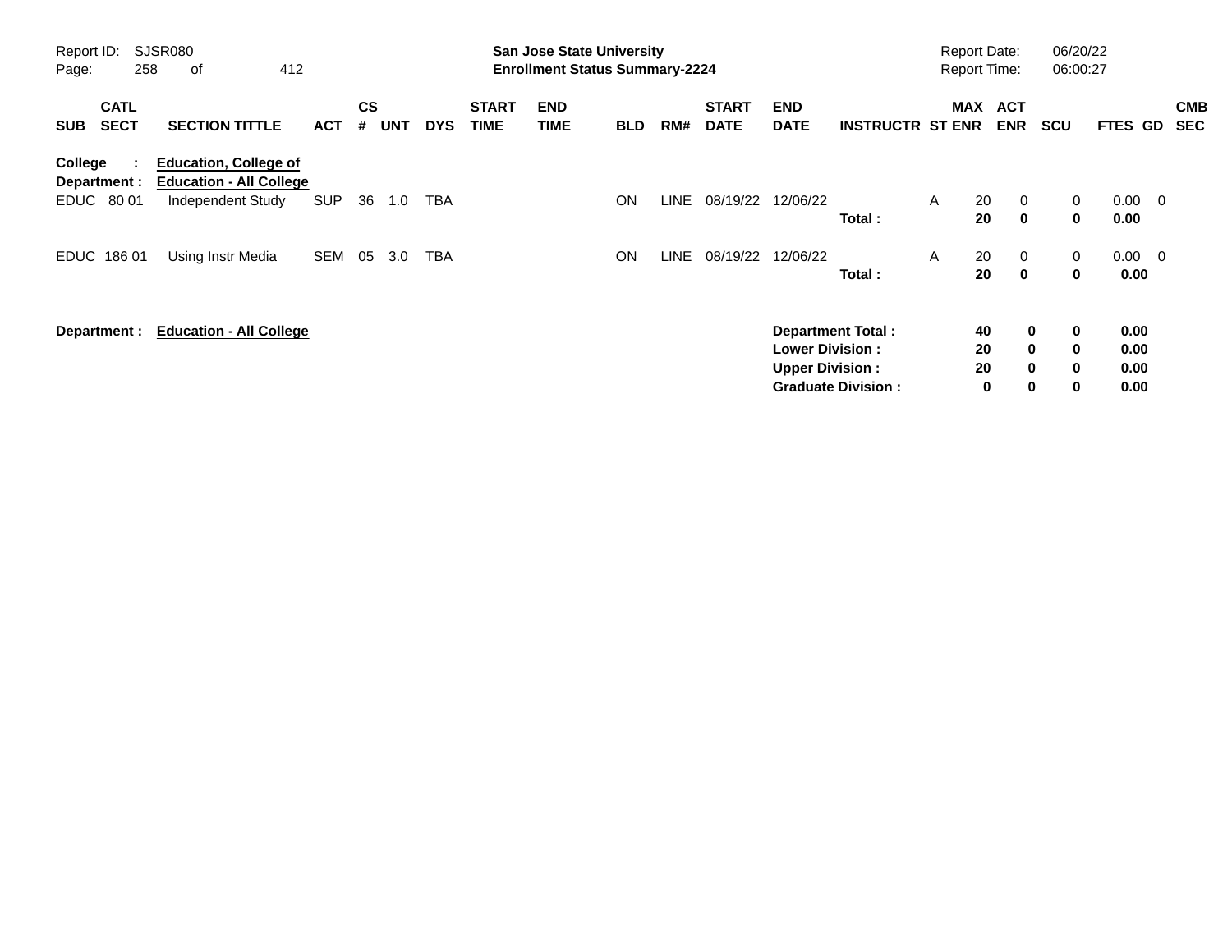Report ID: SJSR080

**San Jose State University**
**Enrollment Status Summary-2224**

Report Date: 06/20/22
Report Time: 06:00:27

| SUB | CATL SECT | SECTION TITTLE | ACT | CS # | UNT | DYS | START TIME | END TIME | BLD | RM# | START DATE | END DATE | INSTRUCTR | ST | MAX ENR | ACT ENR | SCU | FTES | GD | CMB SEC |
|---|---|---|---|---|---|---|---|---|---|---|---|---|---|---|---|---|---|---|---|---|
| **College :** | | **Education, College of** | | | | | | | | | | | | | | | | | | |
| **Department :** | | **Education - All College** | | | | | | | | | | | | | | | | | | |
| EDUC | 80 01 | Independent Study | SUP | 36 | 1.0 | TBA | | | ON | LINE | 08/19/22 | 12/06/22 | | A | 20 | 0 | 0 | 0.00 | 0 | |
| | | | | | | | | | | | | | **Total :** | | **20** | **0** | **0** | **0.00** | | |
| EDUC | 186 01 | Using Instr Media | SEM | 05 | 3.0 | TBA | | | ON | LINE | 08/19/22 | 12/06/22 | | A | 20 | 0 | 0 | 0.00 | 0 | |
| | | | | | | | | | | | | | **Total :** | | **20** | **0** | **0** | **0.00** | | |

**Department : Education - All College**

| | MAX ENR | ACT ENR | SCU | FTES |
|---|---|---|---|---|
| **Department Total :** | **40** | **0** | **0** | **0.00** |
| **Lower Division :** | **20** | **0** | **0** | **0.00** |
| **Upper Division :** | **20** | **0** | **0** | **0.00** |
| **Graduate Division :** | **0** | **0** | **0** | **0.00** |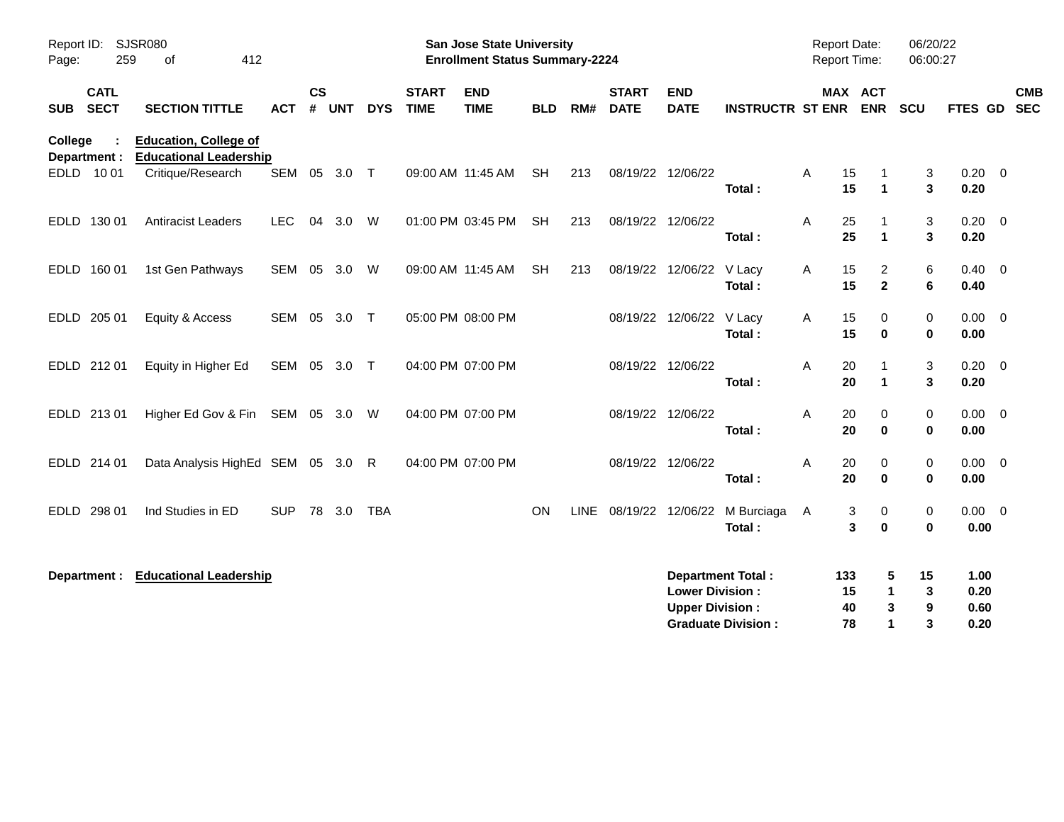**San Jose State University**
**Enrollment Status Summary-2224**

Report ID: SJSR080
Report Date: 06/20/22
Report Time: 06:00:27

| SUB | CATL SECT | SECTION TITTLE | ACT | CS # | UNT | DYS | START TIME | END TIME | BLD | RM# | START DATE | END DATE | INSTRUCTR | ST | MAX ENR | ACT ENR | SCU | FTES | GD | CMB SEC |
|---|---|---|---|---|---|---|---|---|---|---|---|---|---|---|---|---|---|---|---|---|
| **College :** | | **Education, College of** | | | | | | | | | | | | | | | | | | |
| **Department :** | | **Educational Leadership** | | | | | | | | | | | | | | | | | | |
| EDLD | 10 01 | Critique/Research | SEM | 05 | 3.0 | T | 09:00 AM | 11:45 AM | SH | 213 | 08/19/22 | 12/06/22 | | A | 15 | 1 | 3 | 0.20 | 0 | |
| | | | | | | | | | | | | | **Total :** | | **15** | **1** | **3** | **0.20** | | |
| EDLD | 130 01 | Antiracist Leaders | LEC | 04 | 3.0 | W | 01:00 PM | 03:45 PM | SH | 213 | 08/19/22 | 12/06/22 | | A | 25 | 1 | 3 | 0.20 | 0 | |
| | | | | | | | | | | | | | **Total :** | | **25** | **1** | **3** | **0.20** | | |
| EDLD | 160 01 | 1st Gen Pathways | SEM | 05 | 3.0 | W | 09:00 AM | 11:45 AM | SH | 213 | 08/19/22 | 12/06/22 | V Lacy | A | 15 | 2 | 6 | 0.40 | 0 | |
| | | | | | | | | | | | | | **Total :** | | **15** | **2** | **6** | **0.40** | | |
| EDLD | 205 01 | Equity & Access | SEM | 05 | 3.0 | T | 05:00 PM | 08:00 PM | | | 08/19/22 | 12/06/22 | V Lacy | A | 15 | 0 | 0 | 0.00 | 0 | |
| | | | | | | | | | | | | | **Total :** | | **15** | **0** | **0** | **0.00** | | |
| EDLD | 212 01 | Equity in Higher Ed | SEM | 05 | 3.0 | T | 04:00 PM | 07:00 PM | | | 08/19/22 | 12/06/22 | | A | 20 | 1 | 3 | 0.20 | 0 | |
| | | | | | | | | | | | | | **Total :** | | **20** | **1** | **3** | **0.20** | | |
| EDLD | 213 01 | Higher Ed Gov & Fin | SEM | 05 | 3.0 | W | 04:00 PM | 07:00 PM | | | 08/19/22 | 12/06/22 | | A | 20 | 0 | 0 | 0.00 | 0 | |
| | | | | | | | | | | | | | **Total :** | | **20** | **0** | **0** | **0.00** | | |
| EDLD | 214 01 | Data Analysis HighEd | SEM | 05 | 3.0 | R | 04:00 PM | 07:00 PM | | | 08/19/22 | 12/06/22 | | A | 20 | 0 | 0 | 0.00 | 0 | |
| | | | | | | | | | | | | | **Total :** | | **20** | **0** | **0** | **0.00** | | |
| EDLD | 298 01 | Ind Studies in ED | SUP | 78 | 3.0 | TBA | | | ON | LINE | 08/19/22 | 12/06/22 | M Burciaga | A | 3 | 0 | 0 | 0.00 | 0 | |
| | | | | | | | | | | | | | **Total :** | | **3** | **0** | **0** | **0.00** | | |

**Department : Educational Leadership**

| | MAX ENR | ACT ENR | SCU | FTES |
|---|---|---|---|---|
| **Department Total :** | **133** | **5** | **15** | **1.00** |
| **Lower Division :** | **15** | **1** | **3** | **0.20** |
| **Upper Division :** | **40** | **3** | **9** | **0.60** |
| **Graduate Division :** | **78** | **1** | **3** | **0.20** |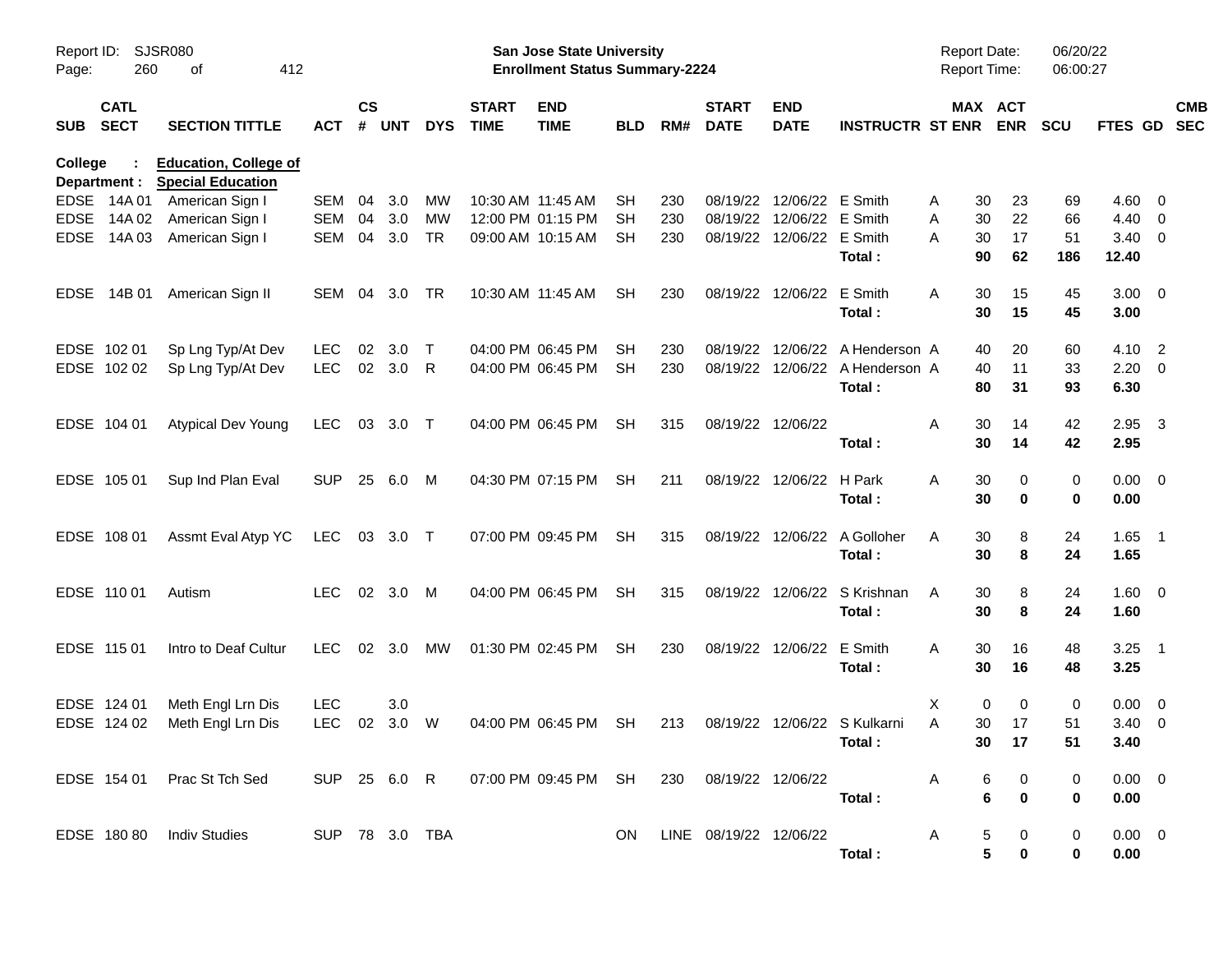Report ID: SJSR080
Page: 260 of 412

**San Jose State University**
**Enrollment Status Summary-2224**

Report Date: 06/20/22
Report Time: 06:00:27

**College : Education, College of**
**Department : Special Education**

| SUB | CATL SECT | SECTION TITTLE | ACT | CS # | UNT | DYS | START TIME | END TIME | BLD | RM# | START DATE | END DATE | INSTRUCTR | ST | MAX ENR | ACT ENR | SCU | FTES | GD | CMB SEC |
|---|---|---|---|---|---|---|---|---|---|---|---|---|---|---|---|---|---|---|---|---|
| EDSE | 14A 01 | American Sign I | SEM | 04 | 3.0 | MW | 10:30 AM | 11:45 AM | SH | 230 | 08/19/22 | 12/06/22 | E Smith | A | 30 | 23 | 69 | 4.60 | 0 | |
| EDSE | 14A 02 | American Sign I | SEM | 04 | 3.0 | MW | 12:00 PM | 01:15 PM | SH | 230 | 08/19/22 | 12/06/22 | E Smith | A | 30 | 22 | 66 | 4.40 | 0 | |
| EDSE | 14A 03 | American Sign I | SEM | 04 | 3.0 | TR | 09:00 AM | 10:15 AM | SH | 230 | 08/19/22 | 12/06/22 | E Smith | A | 30 | 17 | 51 | 3.40 | 0 | |
| | | | | | | | | | | | | | **Total :** | | **90** | **62** | **186** | **12.40** | | |
| EDSE | 14B 01 | American Sign II | SEM | 04 | 3.0 | TR | 10:30 AM | 11:45 AM | SH | 230 | 08/19/22 | 12/06/22 | E Smith | A | 30 | 15 | 45 | 3.00 | 0 | |
| | | | | | | | | | | | | | **Total :** | | **30** | **15** | **45** | **3.00** | | |
| EDSE | 102 01 | Sp Lng Typ/At Dev | LEC | 02 | 3.0 | T | 04:00 PM | 06:45 PM | SH | 230 | 08/19/22 | 12/06/22 | A Henderson | A | 40 | 20 | 60 | 4.10 | 2 | |
| EDSE | 102 02 | Sp Lng Typ/At Dev | LEC | 02 | 3.0 | R | 04:00 PM | 06:45 PM | SH | 230 | 08/19/22 | 12/06/22 | A Henderson | A | 40 | 11 | 33 | 2.20 | 0 | |
| | | | | | | | | | | | | | **Total :** | | **80** | **31** | **93** | **6.30** | | |
| EDSE | 104 01 | Atypical Dev Young | LEC | 03 | 3.0 | T | 04:00 PM | 06:45 PM | SH | 315 | 08/19/22 | 12/06/22 | | A | 30 | 14 | 42 | 2.95 | 3 | |
| | | | | | | | | | | | | | **Total :** | | **30** | **14** | **42** | **2.95** | | |
| EDSE | 105 01 | Sup Ind Plan Eval | SUP | 25 | 6.0 | M | 04:30 PM | 07:15 PM | SH | 211 | 08/19/22 | 12/06/22 | H Park | A | 30 | 0 | 0 | 0.00 | 0 | |
| | | | | | | | | | | | | | **Total :** | | **30** | **0** | **0** | **0.00** | | |
| EDSE | 108 01 | Assmt Eval Atyp YC | LEC | 03 | 3.0 | T | 07:00 PM | 09:45 PM | SH | 315 | 08/19/22 | 12/06/22 | A Golloher | A | 30 | 8 | 24 | 1.65 | 1 | |
| | | | | | | | | | | | | | **Total :** | | **30** | **8** | **24** | **1.65** | | |
| EDSE | 110 01 | Autism | LEC | 02 | 3.0 | M | 04:00 PM | 06:45 PM | SH | 315 | 08/19/22 | 12/06/22 | S Krishnan | A | 30 | 8 | 24 | 1.60 | 0 | |
| | | | | | | | | | | | | | **Total :** | | **30** | **8** | **24** | **1.60** | | |
| EDSE | 115 01 | Intro to Deaf Cultur | LEC | 02 | 3.0 | MW | 01:30 PM | 02:45 PM | SH | 230 | 08/19/22 | 12/06/22 | E Smith | A | 30 | 16 | 48 | 3.25 | 1 | |
| | | | | | | | | | | | | | **Total :** | | **30** | **16** | **48** | **3.25** | | |
| EDSE | 124 01 | Meth Engl Lrn Dis | LEC | | 3.0 | | | | | | | | | X | 0 | 0 | 0 | 0.00 | 0 | |
| EDSE | 124 02 | Meth Engl Lrn Dis | LEC | 02 | 3.0 | W | 04:00 PM | 06:45 PM | SH | 213 | 08/19/22 | 12/06/22 | S Kulkarni | A | 30 | 17 | 51 | 3.40 | 0 | |
| | | | | | | | | | | | | | **Total :** | | **30** | **17** | **51** | **3.40** | | |
| EDSE | 154 01 | Prac St Tch Sed | SUP | 25 | 6.0 | R | 07:00 PM | 09:45 PM | SH | 230 | 08/19/22 | 12/06/22 | | A | 6 | 0 | 0 | 0.00 | 0 | |
| | | | | | | | | | | | | | **Total :** | | **6** | **0** | **0** | **0.00** | | |
| EDSE | 180 80 | Indiv Studies | SUP | 78 | 3.0 | TBA | | | ON | LINE | 08/19/22 | 12/06/22 | | A | 5 | 0 | 0 | 0.00 | 0 | |
| | | | | | | | | | | | | | **Total :** | | **5** | **0** | **0** | **0.00** | | |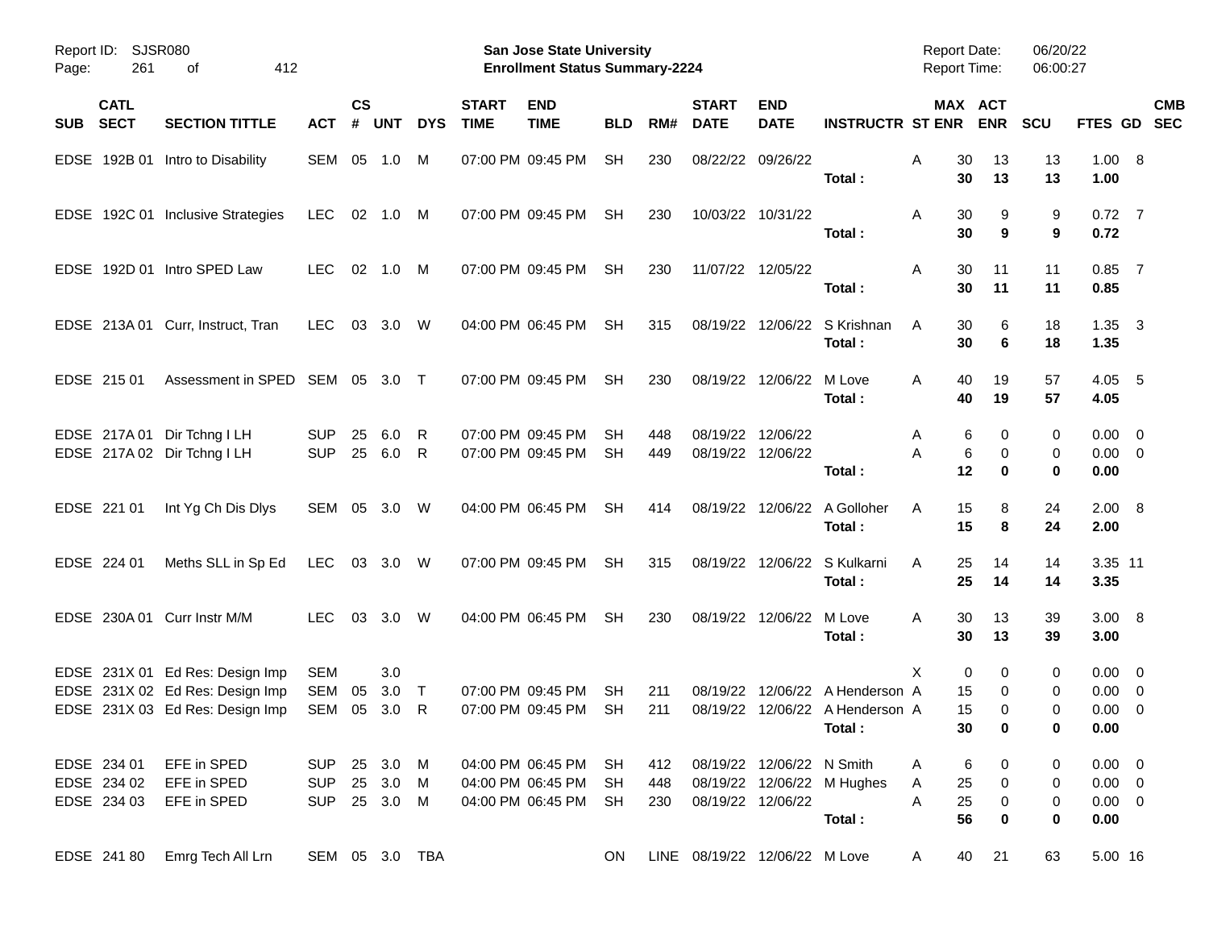Report ID: SJSR080

**San Jose State University**
**Enrollment Status Summary-2224**

Report Date: 06/20/22
Report Time: 06:00:27

| SUB | CATL SECT | SECTION TITTLE | ACT | CS # | UNT | DYS | START TIME | END TIME | BLD | RM# | START DATE | END DATE | INSTRUCTR | ST | MAX ENR | ACT ENR | SCU | FTES | GD | CMB SEC |
|---|---|---|---|---|---|---|---|---|---|---|---|---|---|---|---|---|---|---|---|---|
| EDSE | 192B 01 | Intro to Disability | SEM | 05 | 1.0 | M | 07:00 PM | 09:45 PM | SH | 230 | 08/22/22 | 09/26/22 | | A | 30 | 13 | 13 | 1.00 | 8 | |
| | | | | | | | | | | | | | **Total :** | | **30** | **13** | **13** | **1.00** | | |
| EDSE | 192C 01 | Inclusive Strategies | LEC | 02 | 1.0 | M | 07:00 PM | 09:45 PM | SH | 230 | 10/03/22 | 10/31/22 | | A | 30 | 9 | 9 | 0.72 | 7 | |
| | | | | | | | | | | | | | **Total :** | | **30** | **9** | **9** | **0.72** | | |
| EDSE | 192D 01 | Intro SPED Law | LEC | 02 | 1.0 | M | 07:00 PM | 09:45 PM | SH | 230 | 11/07/22 | 12/05/22 | | A | 30 | 11 | 11 | 0.85 | 7 | |
| | | | | | | | | | | | | | **Total :** | | **30** | **11** | **11** | **0.85** | | |
| EDSE | 213A 01 | Curr, Instruct, Tran | LEC | 03 | 3.0 | W | 04:00 PM | 06:45 PM | SH | 315 | 08/19/22 | 12/06/22 | S Krishnan | A | 30 | 6 | 18 | 1.35 | 3 | |
| | | | | | | | | | | | | | **Total :** | | **30** | **6** | **18** | **1.35** | | |
| EDSE | 215 01 | Assessment in SPED | SEM | 05 | 3.0 | T | 07:00 PM | 09:45 PM | SH | 230 | 08/19/22 | 12/06/22 | M Love | A | 40 | 19 | 57 | 4.05 | 5 | |
| | | | | | | | | | | | | | **Total :** | | **40** | **19** | **57** | **4.05** | | |
| EDSE | 217A 01 | Dir Tchng I LH | SUP | 25 | 6.0 | R | 07:00 PM | 09:45 PM | SH | 448 | 08/19/22 | 12/06/22 | | A | 6 | 0 | 0 | 0.00 | 0 | |
| EDSE | 217A 02 | Dir Tchng I LH | SUP | 25 | 6.0 | R | 07:00 PM | 09:45 PM | SH | 449 | 08/19/22 | 12/06/22 | | A | 6 | 0 | 0 | 0.00 | 0 | |
| | | | | | | | | | | | | | **Total :** | | **12** | **0** | **0** | **0.00** | | |
| EDSE | 221 01 | Int Yg Ch Dis Dlys | SEM | 05 | 3.0 | W | 04:00 PM | 06:45 PM | SH | 414 | 08/19/22 | 12/06/22 | A Golloher | A | 15 | 8 | 24 | 2.00 | 8 | |
| | | | | | | | | | | | | | **Total :** | | **15** | **8** | **24** | **2.00** | | |
| EDSE | 224 01 | Meths SLL in Sp Ed | LEC | 03 | 3.0 | W | 07:00 PM | 09:45 PM | SH | 315 | 08/19/22 | 12/06/22 | S Kulkarni | A | 25 | 14 | 14 | 3.35 | 11 | |
| | | | | | | | | | | | | | **Total :** | | **25** | **14** | **14** | **3.35** | | |
| EDSE | 230A 01 | Curr Instr M/M | LEC | 03 | 3.0 | W | 04:00 PM | 06:45 PM | SH | 230 | 08/19/22 | 12/06/22 | M Love | A | 30 | 13 | 39 | 3.00 | 8 | |
| | | | | | | | | | | | | | **Total :** | | **30** | **13** | **39** | **3.00** | | |
| EDSE | 231X 01 | Ed Res: Design Imp | SEM | | 3.0 | | | | | | | | | X | 0 | 0 | 0 | 0.00 | 0 | |
| EDSE | 231X 02 | Ed Res: Design Imp | SEM | 05 | 3.0 | T | 07:00 PM | 09:45 PM | SH | 211 | 08/19/22 | 12/06/22 | A Henderson | A | 15 | 0 | 0 | 0.00 | 0 | |
| EDSE | 231X 03 | Ed Res: Design Imp | SEM | 05 | 3.0 | R | 07:00 PM | 09:45 PM | SH | 211 | 08/19/22 | 12/06/22 | A Henderson | A | 15 | 0 | 0 | 0.00 | 0 | |
| | | | | | | | | | | | | | **Total :** | | **30** | **0** | **0** | **0.00** | | |
| EDSE | 234 01 | EFE in SPED | SUP | 25 | 3.0 | M | 04:00 PM | 06:45 PM | SH | 412 | 08/19/22 | 12/06/22 | N Smith | A | 6 | 0 | 0 | 0.00 | 0 | |
| EDSE | 234 02 | EFE in SPED | SUP | 25 | 3.0 | M | 04:00 PM | 06:45 PM | SH | 448 | 08/19/22 | 12/06/22 | M Hughes | A | 25 | 0 | 0 | 0.00 | 0 | |
| EDSE | 234 03 | EFE in SPED | SUP | 25 | 3.0 | M | 04:00 PM | 06:45 PM | SH | 230 | 08/19/22 | 12/06/22 | | A | 25 | 0 | 0 | 0.00 | 0 | |
| | | | | | | | | | | | | | **Total :** | | **56** | **0** | **0** | **0.00** | | |
| EDSE | 241 80 | Emrg Tech All Lrn | SEM | 05 | 3.0 | TBA | | | ON | LINE | 08/19/22 | 12/06/22 | M Love | A | 40 | 21 | 63 | 5.00 | 16 | |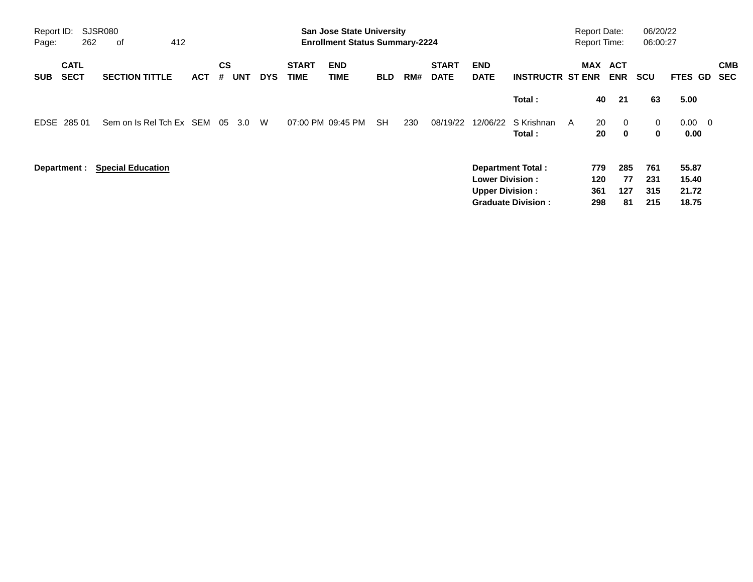**San Jose State University**
**Enrollment Status Summary-2224**

| SUB | CATL SECT | SECTION TITTLE | ACT | CS # | UNT | DYS | START TIME | END TIME | BLD | RM# | START DATE | END DATE | INSTRUCTR | ST | MAX ENR | ACT ENR | SCU | FTES | GD | CMB SEC |
|---|---|---|---|---|---|---|---|---|---|---|---|---|---|---|---|---|---|---|---|---|
| | | | | | | | | | | | | | **Total :** | | **40** | **21** | **63** | **5.00** | | |
| EDSE | 285 01 | Sem on Is Rel Tch Ex | SEM | 05 | 3.0 | W | 07:00 PM | 09:45 PM | SH | 230 | 08/19/22 | 12/06/22 | S Krishnan | A | 20 | 0 | 0 | 0.00 | 0 | |
| | | | | | | | | | | | | | **Total :** | | **20** | **0** | **0** | **0.00** | | |

**Department :** **Special Education**

| | MAX ENR | ACT ENR | SCU | FTES |
|---|---|---|---|---|
| **Department Total :** | **779** | **285** | **761** | **55.87** |
| **Lower Division :** | **120** | **77** | **231** | **15.40** |
| **Upper Division :** | **361** | **127** | **315** | **21.72** |
| **Graduate Division :** | **298** | **81** | **215** | **18.75** |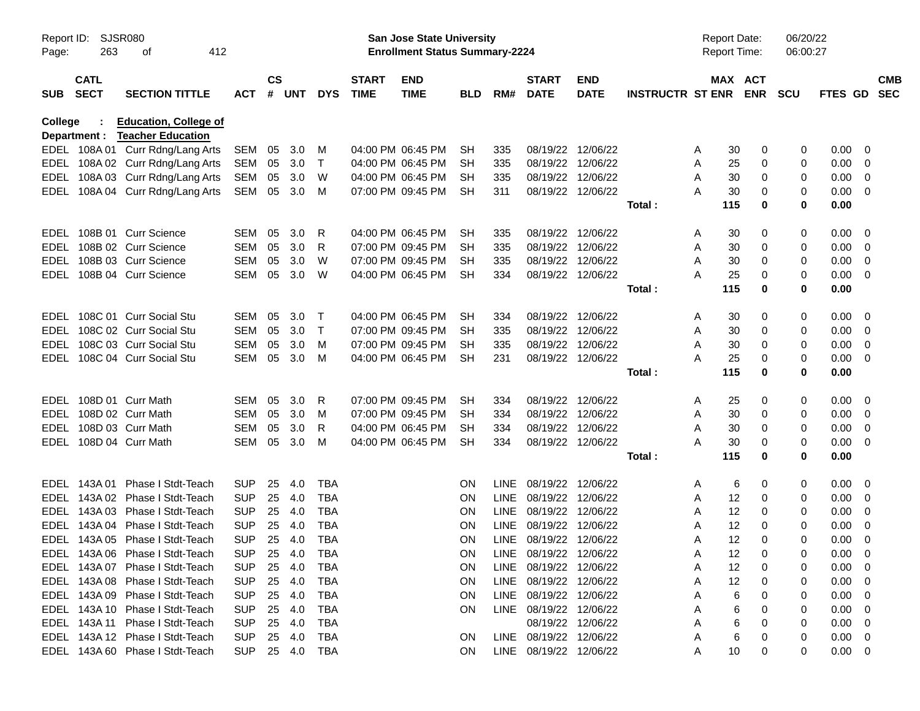Report ID: SJSR080
Page: 263 of 412

**San Jose State University**
**Enrollment Status Summary-2224**

Report Date: 06/20/22
Report Time: 06:00:27

**College : Education, College of**
**Department : Teacher Education**

| SUB | CATL SECT | SECTION TITTLE | ACT | CS # | UNT | DYS | START TIME | END TIME | BLD | RM# | START DATE | END DATE | INSTRUCTR | ST | MAX ENR | ACT ENR | SCU | FTES | GD | CMB SEC |
|---|---|---|---|---|---|---|---|---|---|---|---|---|---|---|---|---|---|---|---|---|
| EDEL | 108A 01 | Curr Rdng/Lang Arts | SEM | 05 | 3.0 | M | 04:00 PM | 06:45 PM | SH | 335 | 08/19/22 | 12/06/22 | | A | 30 | 0 | 0 | 0.00 | 0 | |
| EDEL | 108A 02 | Curr Rdng/Lang Arts | SEM | 05 | 3.0 | T | 04:00 PM | 06:45 PM | SH | 335 | 08/19/22 | 12/06/22 | | A | 25 | 0 | 0 | 0.00 | 0 | |
| EDEL | 108A 03 | Curr Rdng/Lang Arts | SEM | 05 | 3.0 | W | 04:00 PM | 06:45 PM | SH | 335 | 08/19/22 | 12/06/22 | | A | 30 | 0 | 0 | 0.00 | 0 | |
| EDEL | 108A 04 | Curr Rdng/Lang Arts | SEM | 05 | 3.0 | M | 07:00 PM | 09:45 PM | SH | 311 | 08/19/22 | 12/06/22 | | A | 30 | 0 | 0 | 0.00 | 0 | |
| | | | | | | | | | | | | | **Total :** | | **115** | **0** | **0** | **0.00** | | |
| EDEL | 108B 01 | Curr Science | SEM | 05 | 3.0 | R | 04:00 PM | 06:45 PM | SH | 335 | 08/19/22 | 12/06/22 | | A | 30 | 0 | 0 | 0.00 | 0 | |
| EDEL | 108B 02 | Curr Science | SEM | 05 | 3.0 | R | 07:00 PM | 09:45 PM | SH | 335 | 08/19/22 | 12/06/22 | | A | 30 | 0 | 0 | 0.00 | 0 | |
| EDEL | 108B 03 | Curr Science | SEM | 05 | 3.0 | W | 07:00 PM | 09:45 PM | SH | 335 | 08/19/22 | 12/06/22 | | A | 30 | 0 | 0 | 0.00 | 0 | |
| EDEL | 108B 04 | Curr Science | SEM | 05 | 3.0 | W | 04:00 PM | 06:45 PM | SH | 334 | 08/19/22 | 12/06/22 | | A | 25 | 0 | 0 | 0.00 | 0 | |
| | | | | | | | | | | | | | **Total :** | | **115** | **0** | **0** | **0.00** | | |
| EDEL | 108C 01 | Curr Social Stu | SEM | 05 | 3.0 | T | 04:00 PM | 06:45 PM | SH | 334 | 08/19/22 | 12/06/22 | | A | 30 | 0 | 0 | 0.00 | 0 | |
| EDEL | 108C 02 | Curr Social Stu | SEM | 05 | 3.0 | T | 07:00 PM | 09:45 PM | SH | 335 | 08/19/22 | 12/06/22 | | A | 30 | 0 | 0 | 0.00 | 0 | |
| EDEL | 108C 03 | Curr Social Stu | SEM | 05 | 3.0 | M | 07:00 PM | 09:45 PM | SH | 335 | 08/19/22 | 12/06/22 | | A | 30 | 0 | 0 | 0.00 | 0 | |
| EDEL | 108C 04 | Curr Social Stu | SEM | 05 | 3.0 | M | 04:00 PM | 06:45 PM | SH | 231 | 08/19/22 | 12/06/22 | | A | 25 | 0 | 0 | 0.00 | 0 | |
| | | | | | | | | | | | | | **Total :** | | **115** | **0** | **0** | **0.00** | | |
| EDEL | 108D 01 | Curr Math | SEM | 05 | 3.0 | R | 07:00 PM | 09:45 PM | SH | 334 | 08/19/22 | 12/06/22 | | A | 25 | 0 | 0 | 0.00 | 0 | |
| EDEL | 108D 02 | Curr Math | SEM | 05 | 3.0 | M | 07:00 PM | 09:45 PM | SH | 334 | 08/19/22 | 12/06/22 | | A | 30 | 0 | 0 | 0.00 | 0 | |
| EDEL | 108D 03 | Curr Math | SEM | 05 | 3.0 | R | 04:00 PM | 06:45 PM | SH | 334 | 08/19/22 | 12/06/22 | | A | 30 | 0 | 0 | 0.00 | 0 | |
| EDEL | 108D 04 | Curr Math | SEM | 05 | 3.0 | M | 04:00 PM | 06:45 PM | SH | 334 | 08/19/22 | 12/06/22 | | A | 30 | 0 | 0 | 0.00 | 0 | |
| | | | | | | | | | | | | | **Total :** | | **115** | **0** | **0** | **0.00** | | |
| EDEL | 143A 01 | Phase I Stdt-Teach | SUP | 25 | 4.0 | TBA | | | ON | LINE | 08/19/22 | 12/06/22 | | A | 6 | 0 | 0 | 0.00 | 0 | |
| EDEL | 143A 02 | Phase I Stdt-Teach | SUP | 25 | 4.0 | TBA | | | ON | LINE | 08/19/22 | 12/06/22 | | A | 12 | 0 | 0 | 0.00 | 0 | |
| EDEL | 143A 03 | Phase I Stdt-Teach | SUP | 25 | 4.0 | TBA | | | ON | LINE | 08/19/22 | 12/06/22 | | A | 12 | 0 | 0 | 0.00 | 0 | |
| EDEL | 143A 04 | Phase I Stdt-Teach | SUP | 25 | 4.0 | TBA | | | ON | LINE | 08/19/22 | 12/06/22 | | A | 12 | 0 | 0 | 0.00 | 0 | |
| EDEL | 143A 05 | Phase I Stdt-Teach | SUP | 25 | 4.0 | TBA | | | ON | LINE | 08/19/22 | 12/06/22 | | A | 12 | 0 | 0 | 0.00 | 0 | |
| EDEL | 143A 06 | Phase I Stdt-Teach | SUP | 25 | 4.0 | TBA | | | ON | LINE | 08/19/22 | 12/06/22 | | A | 12 | 0 | 0 | 0.00 | 0 | |
| EDEL | 143A 07 | Phase I Stdt-Teach | SUP | 25 | 4.0 | TBA | | | ON | LINE | 08/19/22 | 12/06/22 | | A | 12 | 0 | 0 | 0.00 | 0 | |
| EDEL | 143A 08 | Phase I Stdt-Teach | SUP | 25 | 4.0 | TBA | | | ON | LINE | 08/19/22 | 12/06/22 | | A | 12 | 0 | 0 | 0.00 | 0 | |
| EDEL | 143A 09 | Phase I Stdt-Teach | SUP | 25 | 4.0 | TBA | | | ON | LINE | 08/19/22 | 12/06/22 | | A | 6 | 0 | 0 | 0.00 | 0 | |
| EDEL | 143A 10 | Phase I Stdt-Teach | SUP | 25 | 4.0 | TBA | | | ON | LINE | 08/19/22 | 12/06/22 | | A | 6 | 0 | 0 | 0.00 | 0 | |
| EDEL | 143A 11 | Phase I Stdt-Teach | SUP | 25 | 4.0 | TBA | | | | | 08/19/22 | 12/06/22 | | A | 6 | 0 | 0 | 0.00 | 0 | |
| EDEL | 143A 12 | Phase I Stdt-Teach | SUP | 25 | 4.0 | TBA | | | ON | LINE | 08/19/22 | 12/06/22 | | A | 6 | 0 | 0 | 0.00 | 0 | |
| EDEL | 143A 60 | Phase I Stdt-Teach | SUP | 25 | 4.0 | TBA | | | ON | LINE | 08/19/22 | 12/06/22 | | A | 10 | 0 | 0 | 0.00 | 0 | |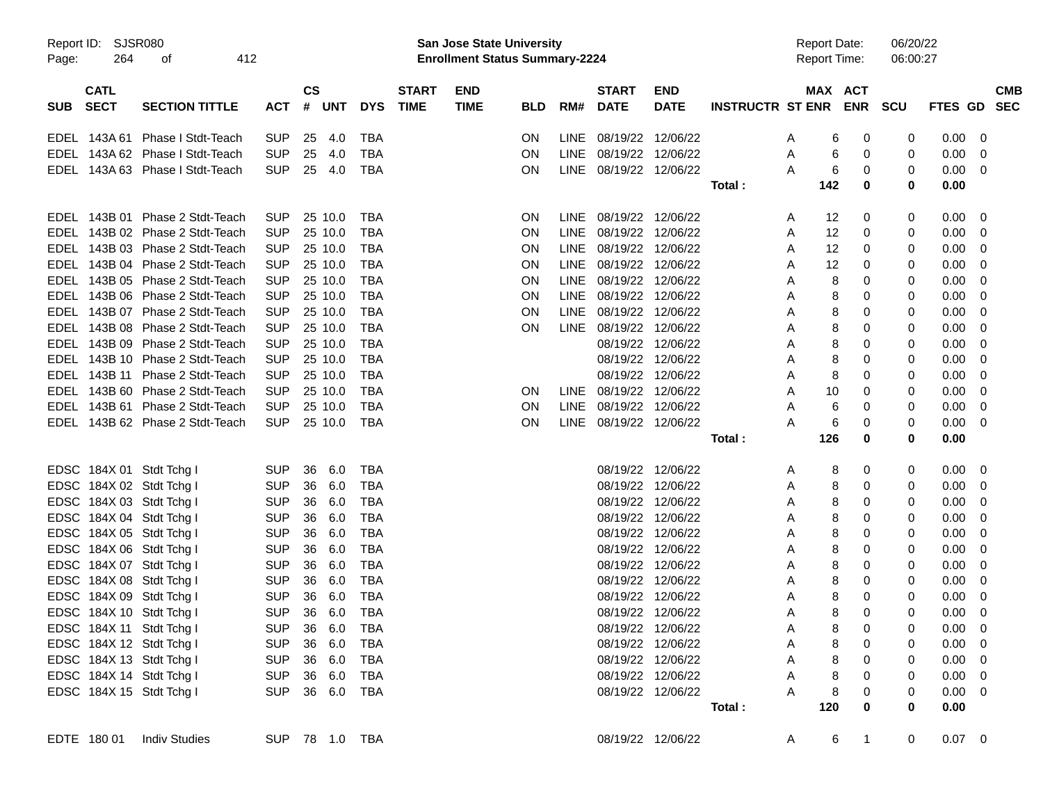| SUB | CATL SECT | SECTION TITTLE | ACT | CS # | UNT | DYS | START TIME | END TIME | BLD | RM# | START DATE | END DATE | INSTRUCTR | ST | MAX ENR | ACT ENR | SCU | FTES | GD | CMB SEC |
|---|---|---|---|---|---|---|---|---|---|---|---|---|---|---|---|---|---|---|---|---|
| EDEL | 143A 61 | Phase I Stdt-Teach | SUP | 25 | 4.0 | TBA | | | ON | LINE | 08/19/22 | 12/06/22 | | A | 6 | 0 | 0 | 0.00 | 0 | |
| EDEL | 143A 62 | Phase I Stdt-Teach | SUP | 25 | 4.0 | TBA | | | ON | LINE | 08/19/22 | 12/06/22 | | A | 6 | 0 | 0 | 0.00 | 0 | |
| EDEL | 143A 63 | Phase I Stdt-Teach | SUP | 25 | 4.0 | TBA | | | ON | LINE | 08/19/22 | 12/06/22 | | A | 6 | 0 | 0 | 0.00 | 0 | |
| | | | | | | | | | | | | | **Total :** | | **142** | **0** | **0** | **0.00** | | |
| EDEL | 143B 01 | Phase 2 Stdt-Teach | SUP | 25 | 10.0 | TBA | | | ON | LINE | 08/19/22 | 12/06/22 | | A | 12 | 0 | 0 | 0.00 | 0 | |
| EDEL | 143B 02 | Phase 2 Stdt-Teach | SUP | 25 | 10.0 | TBA | | | ON | LINE | 08/19/22 | 12/06/22 | | A | 12 | 0 | 0 | 0.00 | 0 | |
| EDEL | 143B 03 | Phase 2 Stdt-Teach | SUP | 25 | 10.0 | TBA | | | ON | LINE | 08/19/22 | 12/06/22 | | A | 12 | 0 | 0 | 0.00 | 0 | |
| EDEL | 143B 04 | Phase 2 Stdt-Teach | SUP | 25 | 10.0 | TBA | | | ON | LINE | 08/19/22 | 12/06/22 | | A | 12 | 0 | 0 | 0.00 | 0 | |
| EDEL | 143B 05 | Phase 2 Stdt-Teach | SUP | 25 | 10.0 | TBA | | | ON | LINE | 08/19/22 | 12/06/22 | | A | 8 | 0 | 0 | 0.00 | 0 | |
| EDEL | 143B 06 | Phase 2 Stdt-Teach | SUP | 25 | 10.0 | TBA | | | ON | LINE | 08/19/22 | 12/06/22 | | A | 8 | 0 | 0 | 0.00 | 0 | |
| EDEL | 143B 07 | Phase 2 Stdt-Teach | SUP | 25 | 10.0 | TBA | | | ON | LINE | 08/19/22 | 12/06/22 | | A | 8 | 0 | 0 | 0.00 | 0 | |
| EDEL | 143B 08 | Phase 2 Stdt-Teach | SUP | 25 | 10.0 | TBA | | | ON | LINE | 08/19/22 | 12/06/22 | | A | 8 | 0 | 0 | 0.00 | 0 | |
| EDEL | 143B 09 | Phase 2 Stdt-Teach | SUP | 25 | 10.0 | TBA | | | | | 08/19/22 | 12/06/22 | | A | 8 | 0 | 0 | 0.00 | 0 | |
| EDEL | 143B 10 | Phase 2 Stdt-Teach | SUP | 25 | 10.0 | TBA | | | | | 08/19/22 | 12/06/22 | | A | 8 | 0 | 0 | 0.00 | 0 | |
| EDEL | 143B 11 | Phase 2 Stdt-Teach | SUP | 25 | 10.0 | TBA | | | | | 08/19/22 | 12/06/22 | | A | 8 | 0 | 0 | 0.00 | 0 | |
| EDEL | 143B 60 | Phase 2 Stdt-Teach | SUP | 25 | 10.0 | TBA | | | ON | LINE | 08/19/22 | 12/06/22 | | A | 10 | 0 | 0 | 0.00 | 0 | |
| EDEL | 143B 61 | Phase 2 Stdt-Teach | SUP | 25 | 10.0 | TBA | | | ON | LINE | 08/19/22 | 12/06/22 | | A | 6 | 0 | 0 | 0.00 | 0 | |
| EDEL | 143B 62 | Phase 2 Stdt-Teach | SUP | 25 | 10.0 | TBA | | | ON | LINE | 08/19/22 | 12/06/22 | | A | 6 | 0 | 0 | 0.00 | 0 | |
| | | | | | | | | | | | | | **Total :** | | **126** | **0** | **0** | **0.00** | | |
| EDSC | 184X 01 | Stdt Tchg I | SUP | 36 | 6.0 | TBA | | | | | 08/19/22 | 12/06/22 | | A | 8 | 0 | 0 | 0.00 | 0 | |
| EDSC | 184X 02 | Stdt Tchg I | SUP | 36 | 6.0 | TBA | | | | | 08/19/22 | 12/06/22 | | A | 8 | 0 | 0 | 0.00 | 0 | |
| EDSC | 184X 03 | Stdt Tchg I | SUP | 36 | 6.0 | TBA | | | | | 08/19/22 | 12/06/22 | | A | 8 | 0 | 0 | 0.00 | 0 | |
| EDSC | 184X 04 | Stdt Tchg I | SUP | 36 | 6.0 | TBA | | | | | 08/19/22 | 12/06/22 | | A | 8 | 0 | 0 | 0.00 | 0 | |
| EDSC | 184X 05 | Stdt Tchg I | SUP | 36 | 6.0 | TBA | | | | | 08/19/22 | 12/06/22 | | A | 8 | 0 | 0 | 0.00 | 0 | |
| EDSC | 184X 06 | Stdt Tchg I | SUP | 36 | 6.0 | TBA | | | | | 08/19/22 | 12/06/22 | | A | 8 | 0 | 0 | 0.00 | 0 | |
| EDSC | 184X 07 | Stdt Tchg I | SUP | 36 | 6.0 | TBA | | | | | 08/19/22 | 12/06/22 | | A | 8 | 0 | 0 | 0.00 | 0 | |
| EDSC | 184X 08 | Stdt Tchg I | SUP | 36 | 6.0 | TBA | | | | | 08/19/22 | 12/06/22 | | A | 8 | 0 | 0 | 0.00 | 0 | |
| EDSC | 184X 09 | Stdt Tchg I | SUP | 36 | 6.0 | TBA | | | | | 08/19/22 | 12/06/22 | | A | 8 | 0 | 0 | 0.00 | 0 | |
| EDSC | 184X 10 | Stdt Tchg I | SUP | 36 | 6.0 | TBA | | | | | 08/19/22 | 12/06/22 | | A | 8 | 0 | 0 | 0.00 | 0 | |
| EDSC | 184X 11 | Stdt Tchg I | SUP | 36 | 6.0 | TBA | | | | | 08/19/22 | 12/06/22 | | A | 8 | 0 | 0 | 0.00 | 0 | |
| EDSC | 184X 12 | Stdt Tchg I | SUP | 36 | 6.0 | TBA | | | | | 08/19/22 | 12/06/22 | | A | 8 | 0 | 0 | 0.00 | 0 | |
| EDSC | 184X 13 | Stdt Tchg I | SUP | 36 | 6.0 | TBA | | | | | 08/19/22 | 12/06/22 | | A | 8 | 0 | 0 | 0.00 | 0 | |
| EDSC | 184X 14 | Stdt Tchg I | SUP | 36 | 6.0 | TBA | | | | | 08/19/22 | 12/06/22 | | A | 8 | 0 | 0 | 0.00 | 0 | |
| EDSC | 184X 15 | Stdt Tchg I | SUP | 36 | 6.0 | TBA | | | | | 08/19/22 | 12/06/22 | | A | 8 | 0 | 0 | 0.00 | 0 | |
| | | | | | | | | | | | | | **Total :** | | **120** | **0** | **0** | **0.00** | | |
| EDTE | 180 01 | Indiv Studies | SUP | 78 | 1.0 | TBA | | | | | 08/19/22 | 12/06/22 | | A | 6 | 1 | 0 | 0.07 | 0 | |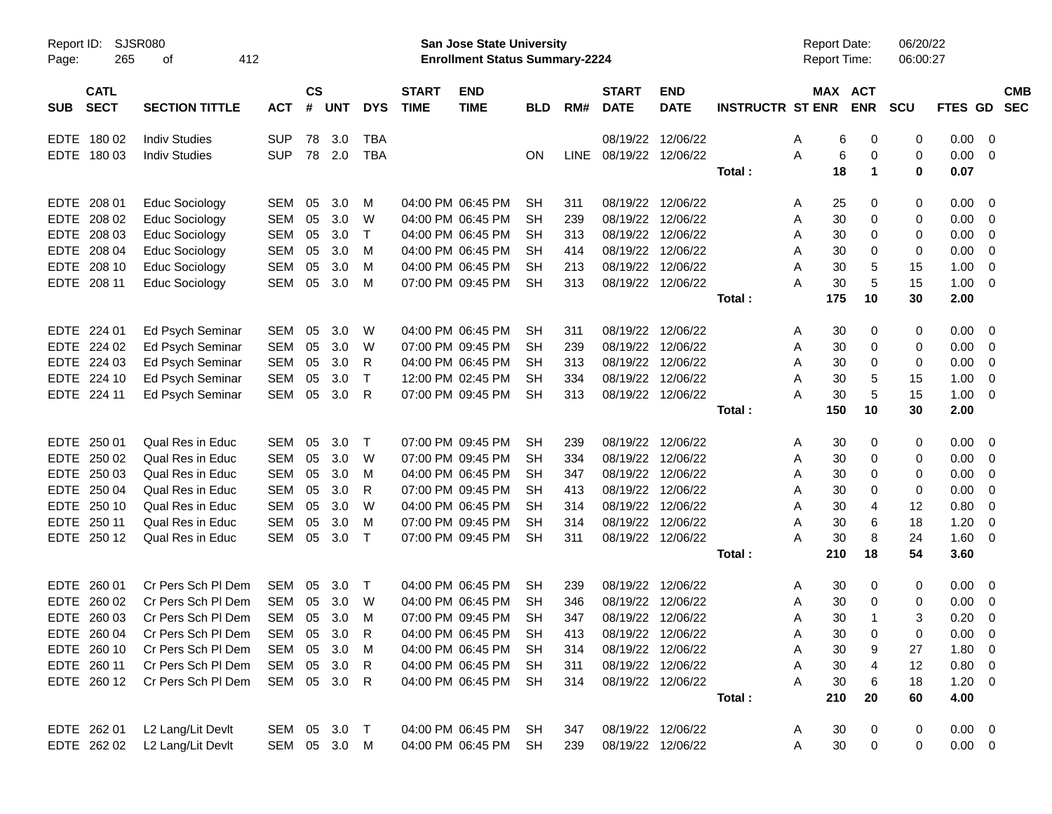| SUB | CATL SECT | SECTION TITTLE | ACT | CS # | UNT | DYS | START TIME | END TIME | BLD | RM# | START DATE | END DATE | INSTRUCTR | ST | MAX ENR | ACT ENR | SCU | FTES | GD | CMB SEC |
|---|---|---|---|---|---|---|---|---|---|---|---|---|---|---|---|---|---|---|---|---|
| EDTE | 180 02 | Indiv Studies | SUP | 78 | 3.0 | TBA | | | | | 08/19/22 | 12/06/22 | | A | 6 | 0 | 0 | 0.00 | 0 | |
| EDTE | 180 03 | Indiv Studies | SUP | 78 | 2.0 | TBA | | | ON | LINE | 08/19/22 | 12/06/22 | | A | 6 | 0 | 0 | 0.00 | 0 | |
| | | | | | | | | | | | | | Total : | | 18 | 1 | 0 | 0.07 | | |
| EDTE | 208 01 | Educ Sociology | SEM | 05 | 3.0 | M | 04:00 PM | 06:45 PM | SH | 311 | 08/19/22 | 12/06/22 | | A | 25 | 0 | 0 | 0.00 | 0 | |
| EDTE | 208 02 | Educ Sociology | SEM | 05 | 3.0 | W | 04:00 PM | 06:45 PM | SH | 239 | 08/19/22 | 12/06/22 | | A | 30 | 0 | 0 | 0.00 | 0 | |
| EDTE | 208 03 | Educ Sociology | SEM | 05 | 3.0 | T | 04:00 PM | 06:45 PM | SH | 313 | 08/19/22 | 12/06/22 | | A | 30 | 0 | 0 | 0.00 | 0 | |
| EDTE | 208 04 | Educ Sociology | SEM | 05 | 3.0 | M | 04:00 PM | 06:45 PM | SH | 414 | 08/19/22 | 12/06/22 | | A | 30 | 0 | 0 | 0.00 | 0 | |
| EDTE | 208 10 | Educ Sociology | SEM | 05 | 3.0 | M | 04:00 PM | 06:45 PM | SH | 213 | 08/19/22 | 12/06/22 | | A | 30 | 5 | 15 | 1.00 | 0 | |
| EDTE | 208 11 | Educ Sociology | SEM | 05 | 3.0 | M | 07:00 PM | 09:45 PM | SH | 313 | 08/19/22 | 12/06/22 | | A | 30 | 5 | 15 | 1.00 | 0 | |
| | | | | | | | | | | | | | Total : | | 175 | 10 | 30 | 2.00 | | |
| EDTE | 224 01 | Ed Psych Seminar | SEM | 05 | 3.0 | W | 04:00 PM | 06:45 PM | SH | 311 | 08/19/22 | 12/06/22 | | A | 30 | 0 | 0 | 0.00 | 0 | |
| EDTE | 224 02 | Ed Psych Seminar | SEM | 05 | 3.0 | W | 07:00 PM | 09:45 PM | SH | 239 | 08/19/22 | 12/06/22 | | A | 30 | 0 | 0 | 0.00 | 0 | |
| EDTE | 224 03 | Ed Psych Seminar | SEM | 05 | 3.0 | R | 04:00 PM | 06:45 PM | SH | 313 | 08/19/22 | 12/06/22 | | A | 30 | 0 | 0 | 0.00 | 0 | |
| EDTE | 224 10 | Ed Psych Seminar | SEM | 05 | 3.0 | T | 12:00 PM | 02:45 PM | SH | 334 | 08/19/22 | 12/06/22 | | A | 30 | 5 | 15 | 1.00 | 0 | |
| EDTE | 224 11 | Ed Psych Seminar | SEM | 05 | 3.0 | R | 07:00 PM | 09:45 PM | SH | 313 | 08/19/22 | 12/06/22 | | A | 30 | 5 | 15 | 1.00 | 0 | |
| | | | | | | | | | | | | | Total : | | 150 | 10 | 30 | 2.00 | | |
| EDTE | 250 01 | Qual Res in Educ | SEM | 05 | 3.0 | T | 07:00 PM | 09:45 PM | SH | 239 | 08/19/22 | 12/06/22 | | A | 30 | 0 | 0 | 0.00 | 0 | |
| EDTE | 250 02 | Qual Res in Educ | SEM | 05 | 3.0 | W | 07:00 PM | 09:45 PM | SH | 334 | 08/19/22 | 12/06/22 | | A | 30 | 0 | 0 | 0.00 | 0 | |
| EDTE | 250 03 | Qual Res in Educ | SEM | 05 | 3.0 | M | 04:00 PM | 06:45 PM | SH | 347 | 08/19/22 | 12/06/22 | | A | 30 | 0 | 0 | 0.00 | 0 | |
| EDTE | 250 04 | Qual Res in Educ | SEM | 05 | 3.0 | R | 07:00 PM | 09:45 PM | SH | 413 | 08/19/22 | 12/06/22 | | A | 30 | 0 | 0 | 0.00 | 0 | |
| EDTE | 250 10 | Qual Res in Educ | SEM | 05 | 3.0 | W | 04:00 PM | 06:45 PM | SH | 314 | 08/19/22 | 12/06/22 | | A | 30 | 4 | 12 | 0.80 | 0 | |
| EDTE | 250 11 | Qual Res in Educ | SEM | 05 | 3.0 | M | 07:00 PM | 09:45 PM | SH | 314 | 08/19/22 | 12/06/22 | | A | 30 | 6 | 18 | 1.20 | 0 | |
| EDTE | 250 12 | Qual Res in Educ | SEM | 05 | 3.0 | T | 07:00 PM | 09:45 PM | SH | 311 | 08/19/22 | 12/06/22 | | A | 30 | 8 | 24 | 1.60 | 0 | |
| | | | | | | | | | | | | | Total : | | 210 | 18 | 54 | 3.60 | | |
| EDTE | 260 01 | Cr Pers Sch Pl Dem | SEM | 05 | 3.0 | T | 04:00 PM | 06:45 PM | SH | 239 | 08/19/22 | 12/06/22 | | A | 30 | 0 | 0 | 0.00 | 0 | |
| EDTE | 260 02 | Cr Pers Sch Pl Dem | SEM | 05 | 3.0 | W | 04:00 PM | 06:45 PM | SH | 346 | 08/19/22 | 12/06/22 | | A | 30 | 0 | 0 | 0.00 | 0 | |
| EDTE | 260 03 | Cr Pers Sch Pl Dem | SEM | 05 | 3.0 | M | 07:00 PM | 09:45 PM | SH | 347 | 08/19/22 | 12/06/22 | | A | 30 | 1 | 3 | 0.20 | 0 | |
| EDTE | 260 04 | Cr Pers Sch Pl Dem | SEM | 05 | 3.0 | R | 04:00 PM | 06:45 PM | SH | 413 | 08/19/22 | 12/06/22 | | A | 30 | 0 | 0 | 0.00 | 0 | |
| EDTE | 260 10 | Cr Pers Sch Pl Dem | SEM | 05 | 3.0 | M | 04:00 PM | 06:45 PM | SH | 314 | 08/19/22 | 12/06/22 | | A | 30 | 9 | 27 | 1.80 | 0 | |
| EDTE | 260 11 | Cr Pers Sch Pl Dem | SEM | 05 | 3.0 | R | 04:00 PM | 06:45 PM | SH | 311 | 08/19/22 | 12/06/22 | | A | 30 | 4 | 12 | 0.80 | 0 | |
| EDTE | 260 12 | Cr Pers Sch Pl Dem | SEM | 05 | 3.0 | R | 04:00 PM | 06:45 PM | SH | 314 | 08/19/22 | 12/06/22 | | A | 30 | 6 | 18 | 1.20 | 0 | |
| | | | | | | | | | | | | | Total : | | 210 | 20 | 60 | 4.00 | | |
| EDTE | 262 01 | L2 Lang/Lit Devlt | SEM | 05 | 3.0 | T | 04:00 PM | 06:45 PM | SH | 347 | 08/19/22 | 12/06/22 | | A | 30 | 0 | 0 | 0.00 | 0 | |
| EDTE | 262 02 | L2 Lang/Lit Devlt | SEM | 05 | 3.0 | M | 04:00 PM | 06:45 PM | SH | 239 | 08/19/22 | 12/06/22 | | A | 30 | 0 | 0 | 0.00 | 0 | |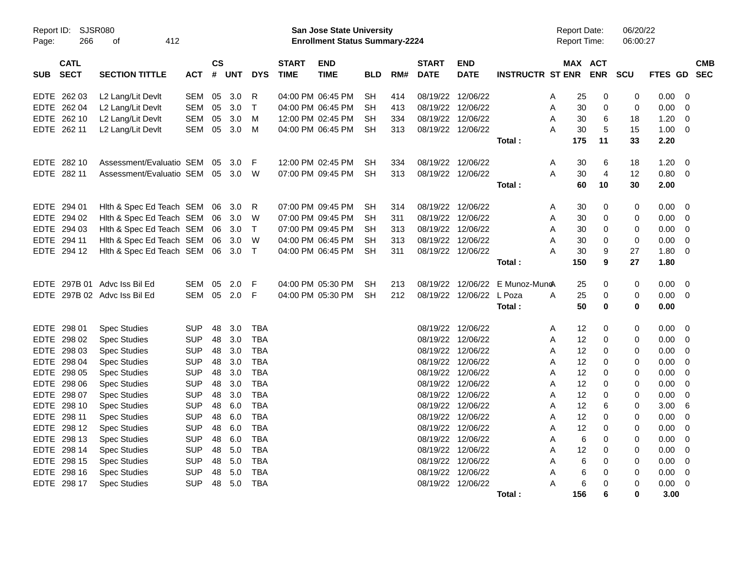Report ID: SJSR080

**San Jose State University**
**Enrollment Status Summary-2224**

Report Date: 06/20/22
Report Time: 06:00:27

| SUB | CATL SECT | SECTION TITTLE | ACT | CS # | UNT | DYS | START TIME | END TIME | BLD | RM# | START DATE | END DATE | INSTRUCTR | ST | MAX ENR | ACT ENR | SCU | FTES | GD | CMB SEC |
|---|---|---|---|---|---|---|---|---|---|---|---|---|---|---|---|---|---|---|---|---|
| EDTE | 262 03 | L2 Lang/Lit Devlt | SEM | 05 | 3.0 | R | 04:00 PM | 06:45 PM | SH | 414 | 08/19/22 | 12/06/22 | | A | 25 | 0 | 0 | 0.00 | 0 | |
| EDTE | 262 04 | L2 Lang/Lit Devlt | SEM | 05 | 3.0 | T | 04:00 PM | 06:45 PM | SH | 413 | 08/19/22 | 12/06/22 | | A | 30 | 0 | 0 | 0.00 | 0 | |
| EDTE | 262 10 | L2 Lang/Lit Devlt | SEM | 05 | 3.0 | M | 12:00 PM | 02:45 PM | SH | 334 | 08/19/22 | 12/06/22 | | A | 30 | 6 | 18 | 1.20 | 0 | |
| EDTE | 262 11 | L2 Lang/Lit Devlt | SEM | 05 | 3.0 | M | 04:00 PM | 06:45 PM | SH | 313 | 08/19/22 | 12/06/22 | | A | 30 | 5 | 15 | 1.00 | 0 | |
| | | | | | | | | | | | | | **Total :** | | **175** | **11** | **33** | **2.20** | | |
| EDTE | 282 10 | Assessment/Evaluatio | SEM | 05 | 3.0 | F | 12:00 PM | 02:45 PM | SH | 334 | 08/19/22 | 12/06/22 | | A | 30 | 6 | 18 | 1.20 | 0 | |
| EDTE | 282 11 | Assessment/Evaluatio | SEM | 05 | 3.0 | W | 07:00 PM | 09:45 PM | SH | 313 | 08/19/22 | 12/06/22 | | A | 30 | 4 | 12 | 0.80 | 0 | |
| | | | | | | | | | | | | | **Total :** | | **60** | **10** | **30** | **2.00** | | |
| EDTE | 294 01 | Hlth & Spec Ed Teach | SEM | 06 | 3.0 | R | 07:00 PM | 09:45 PM | SH | 314 | 08/19/22 | 12/06/22 | | A | 30 | 0 | 0 | 0.00 | 0 | |
| EDTE | 294 02 | Hlth & Spec Ed Teach | SEM | 06 | 3.0 | W | 07:00 PM | 09:45 PM | SH | 311 | 08/19/22 | 12/06/22 | | A | 30 | 0 | 0 | 0.00 | 0 | |
| EDTE | 294 03 | Hlth & Spec Ed Teach | SEM | 06 | 3.0 | T | 07:00 PM | 09:45 PM | SH | 313 | 08/19/22 | 12/06/22 | | A | 30 | 0 | 0 | 0.00 | 0 | |
| EDTE | 294 11 | Hlth & Spec Ed Teach | SEM | 06 | 3.0 | W | 04:00 PM | 06:45 PM | SH | 313 | 08/19/22 | 12/06/22 | | A | 30 | 0 | 0 | 0.00 | 0 | |
| EDTE | 294 12 | Hlth & Spec Ed Teach | SEM | 06 | 3.0 | T | 04:00 PM | 06:45 PM | SH | 311 | 08/19/22 | 12/06/22 | | A | 30 | 9 | 27 | 1.80 | 0 | |
| | | | | | | | | | | | | | **Total :** | | **150** | **9** | **27** | **1.80** | | |
| EDTE | 297B 01 | Advc Iss Bil Ed | SEM | 05 | 2.0 | F | 04:00 PM | 05:30 PM | SH | 213 | 08/19/22 | 12/06/22 | E Munoz-Muno | A | 25 | 0 | 0 | 0.00 | 0 | |
| EDTE | 297B 02 | Advc Iss Bil Ed | SEM | 05 | 2.0 | F | 04:00 PM | 05:30 PM | SH | 212 | 08/19/22 | 12/06/22 | L Poza | A | 25 | 0 | 0 | 0.00 | 0 | |
| | | | | | | | | | | | | | **Total :** | | **50** | **0** | **0** | **0.00** | | |
| EDTE | 298 01 | Spec Studies | SUP | 48 | 3.0 | TBA | | | | | 08/19/22 | 12/06/22 | | A | 12 | 0 | 0 | 0.00 | 0 | |
| EDTE | 298 02 | Spec Studies | SUP | 48 | 3.0 | TBA | | | | | 08/19/22 | 12/06/22 | | A | 12 | 0 | 0 | 0.00 | 0 | |
| EDTE | 298 03 | Spec Studies | SUP | 48 | 3.0 | TBA | | | | | 08/19/22 | 12/06/22 | | A | 12 | 0 | 0 | 0.00 | 0 | |
| EDTE | 298 04 | Spec Studies | SUP | 48 | 3.0 | TBA | | | | | 08/19/22 | 12/06/22 | | A | 12 | 0 | 0 | 0.00 | 0 | |
| EDTE | 298 05 | Spec Studies | SUP | 48 | 3.0 | TBA | | | | | 08/19/22 | 12/06/22 | | A | 12 | 0 | 0 | 0.00 | 0 | |
| EDTE | 298 06 | Spec Studies | SUP | 48 | 3.0 | TBA | | | | | 08/19/22 | 12/06/22 | | A | 12 | 0 | 0 | 0.00 | 0 | |
| EDTE | 298 07 | Spec Studies | SUP | 48 | 3.0 | TBA | | | | | 08/19/22 | 12/06/22 | | A | 12 | 0 | 0 | 0.00 | 0 | |
| EDTE | 298 10 | Spec Studies | SUP | 48 | 6.0 | TBA | | | | | 08/19/22 | 12/06/22 | | A | 12 | 6 | 0 | 3.00 | 6 | |
| EDTE | 298 11 | Spec Studies | SUP | 48 | 6.0 | TBA | | | | | 08/19/22 | 12/06/22 | | A | 12 | 0 | 0 | 0.00 | 0 | |
| EDTE | 298 12 | Spec Studies | SUP | 48 | 6.0 | TBA | | | | | 08/19/22 | 12/06/22 | | A | 12 | 0 | 0 | 0.00 | 0 | |
| EDTE | 298 13 | Spec Studies | SUP | 48 | 6.0 | TBA | | | | | 08/19/22 | 12/06/22 | | A | 6 | 0 | 0 | 0.00 | 0 | |
| EDTE | 298 14 | Spec Studies | SUP | 48 | 5.0 | TBA | | | | | 08/19/22 | 12/06/22 | | A | 12 | 0 | 0 | 0.00 | 0 | |
| EDTE | 298 15 | Spec Studies | SUP | 48 | 5.0 | TBA | | | | | 08/19/22 | 12/06/22 | | A | 6 | 0 | 0 | 0.00 | 0 | |
| EDTE | 298 16 | Spec Studies | SUP | 48 | 5.0 | TBA | | | | | 08/19/22 | 12/06/22 | | A | 6 | 0 | 0 | 0.00 | 0 | |
| EDTE | 298 17 | Spec Studies | SUP | 48 | 5.0 | TBA | | | | | 08/19/22 | 12/06/22 | | A | 6 | 0 | 0 | 0.00 | 0 | |
| | | | | | | | | | | | | | **Total :** | | **156** | **6** | **0** | **3.00** | | |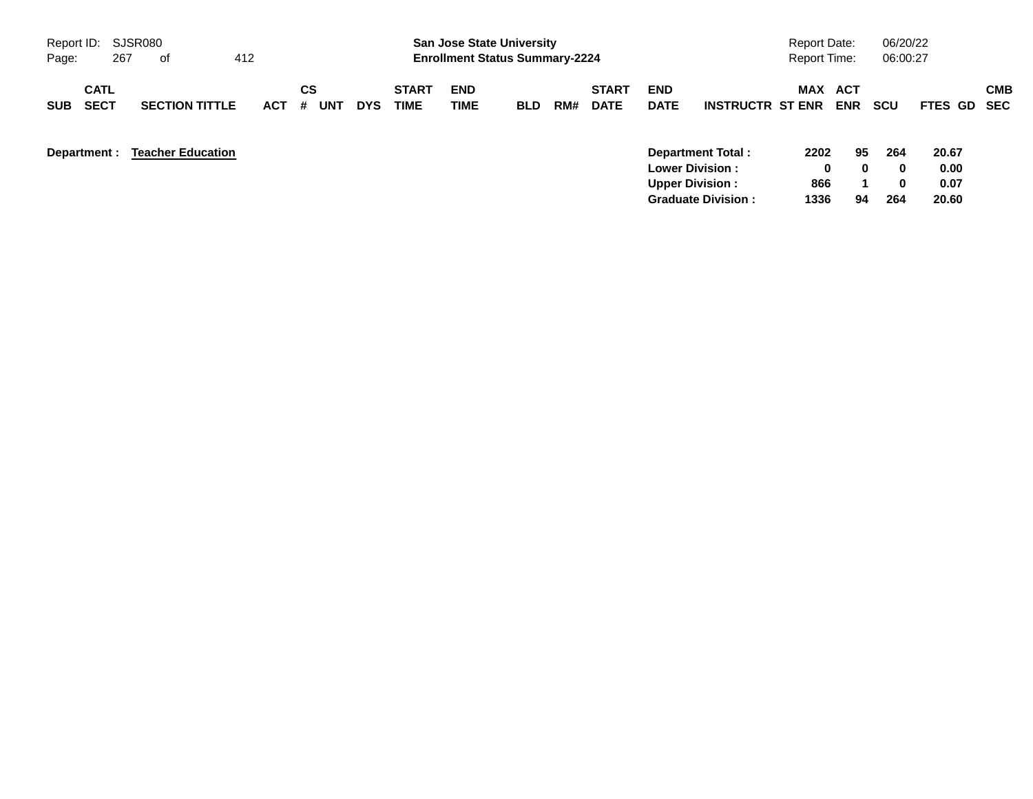Report ID: SJSR080

**San Jose State University**
**Enrollment Status Summary-2224**

Report Date: 06/20/22
Report Time: 06:00:27

| SUB | CATL SECT | SECTION TITTLE | ACT | CS # | UNT | DYS | START TIME | END TIME | BLD | RM# | START DATE | END DATE | INSTRUCTR | MAX ST ENR | ACT ENR | SCU | FTES | GD | CMB SEC |
|---|---|---|---|---|---|---|---|---|---|---|---|---|---|---|---|---|---|---|---|

**Department : Teacher Education**

| | MAX ST ENR | ACT ENR | SCU | FTES |
|---|---|---|---|---|
| **Department Total :** | **2202** | **95** | **264** | **20.67** |
| **Lower Division :** | **0** | **0** | **0** | **0.00** |
| **Upper Division :** | **866** | **1** | **0** | **0.07** |
| **Graduate Division :** | **1336** | **94** | **264** | **20.60** |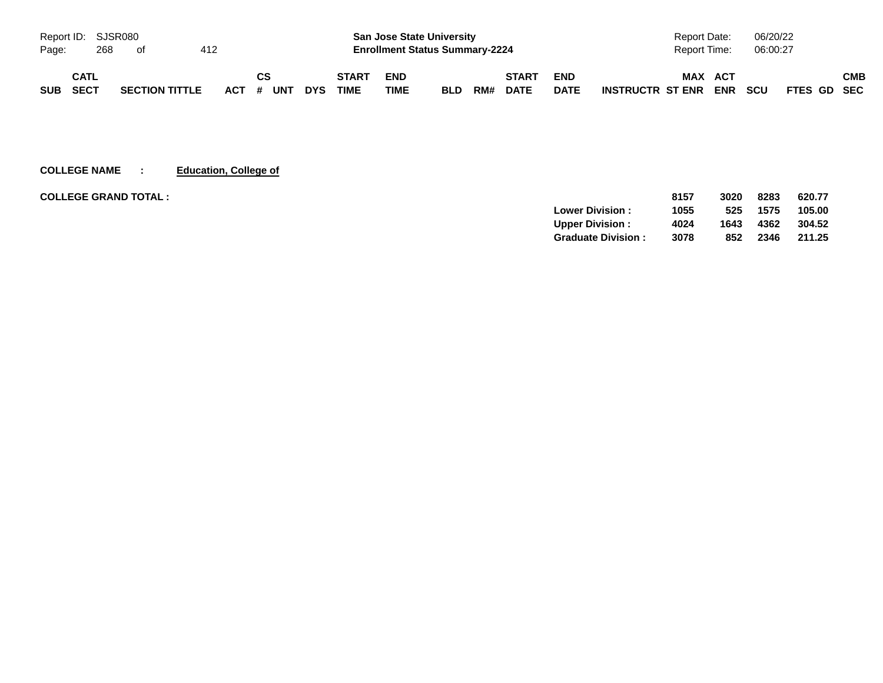**COLLEGE NAME : Education, College of**

| | | MAX ST ENR | ACT ENR | SCU | FTES |
|---|---|---|---|---|---|
| **COLLEGE GRAND TOTAL :** | | **8157** | **3020** | **8283** | **620.77** |
| | **Lower Division :** | **1055** | **525** | **1575** | **105.00** |
| | **Upper Division :** | **4024** | **1643** | **4362** | **304.52** |
| | **Graduate Division :** | **3078** | **852** | **2346** | **211.25** |